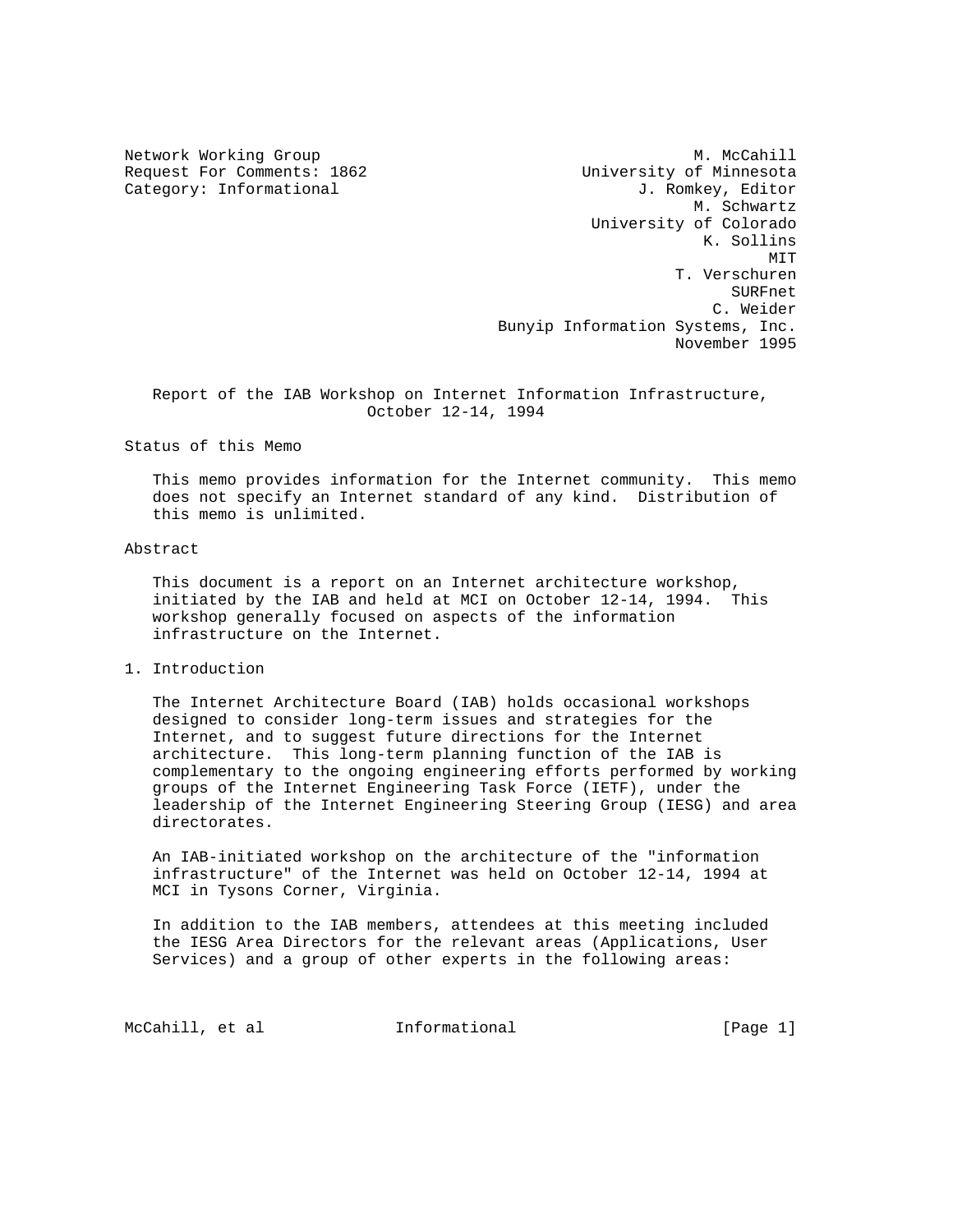Network Working Group M. McCahill
Request For Comments: 1862 University of Minnesota
Category: Informational J. Romkey, Editor
M. Schwartz
University of Colorado
K. Sollins
MIT
T. Verschuren
SURFnet
C. Weider
Bunyip Information Systems, Inc.
November 1995

# Report of the IAB Workshop on Internet Information Infrastructure, October 12-14, 1994

## Status of this Memo

This memo provides information for the Internet community. This memo does not specify an Internet standard of any kind. Distribution of this memo is unlimited.

## Abstract

This document is a report on an Internet architecture workshop, initiated by the IAB and held at MCI on October 12-14, 1994. This workshop generally focused on aspects of the information infrastructure on the Internet.

## 1. Introduction

The Internet Architecture Board (IAB) holds occasional workshops designed to consider long-term issues and strategies for the Internet, and to suggest future directions for the Internet architecture. This long-term planning function of the IAB is complementary to the ongoing engineering efforts performed by working groups of the Internet Engineering Task Force (IETF), under the leadership of the Internet Engineering Steering Group (IESG) and area directorates.

An IAB-initiated workshop on the architecture of the "information infrastructure" of the Internet was held on October 12-14, 1994 at MCI in Tysons Corner, Virginia.

In addition to the IAB members, attendees at this meeting included the IESG Area Directors for the relevant areas (Applications, User Services) and a group of other experts in the following areas: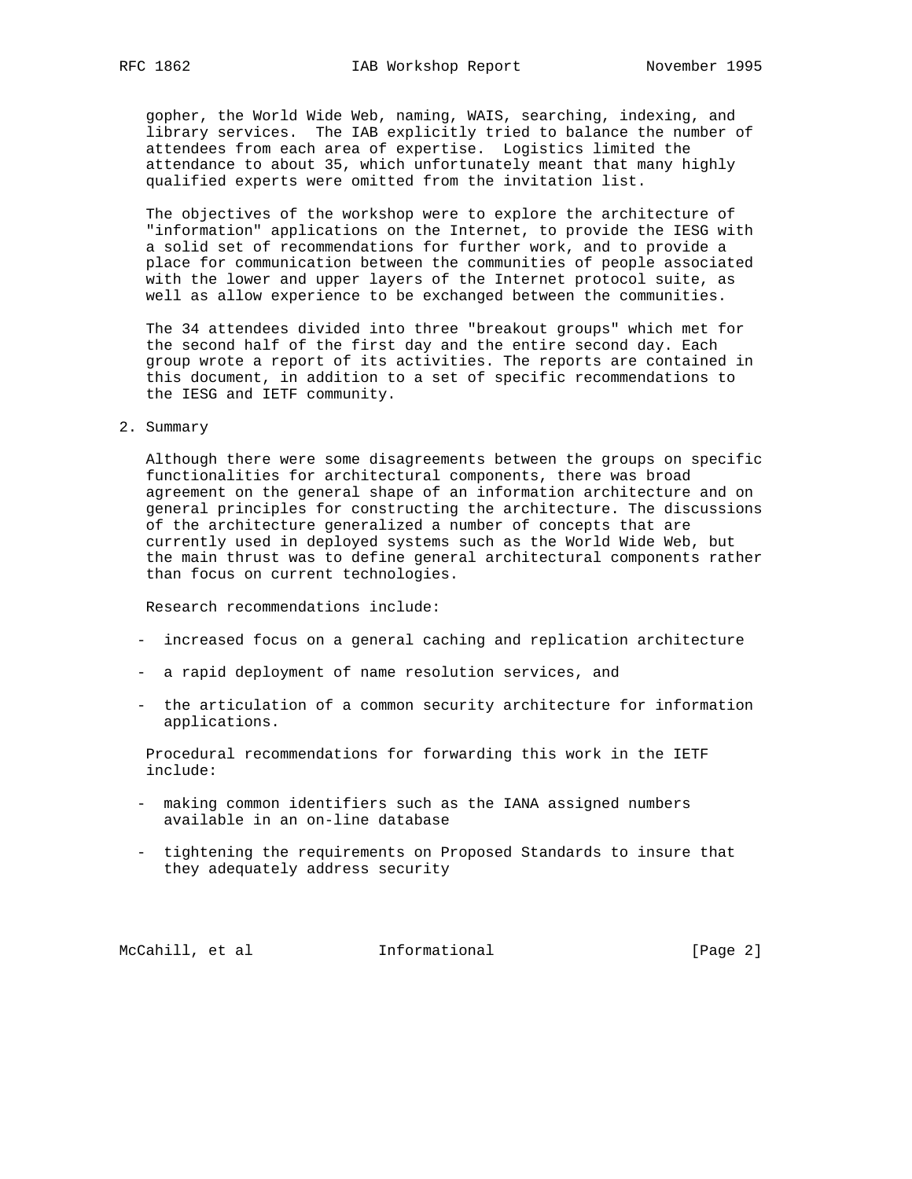gopher, the World Wide Web, naming, WAIS, searching, indexing, and library services. The IAB explicitly tried to balance the number of attendees from each area of expertise. Logistics limited the attendance to about 35, which unfortunately meant that many highly qualified experts were omitted from the invitation list.

The objectives of the workshop were to explore the architecture of "information" applications on the Internet, to provide the IESG with a solid set of recommendations for further work, and to provide a place for communication between the communities of people associated with the lower and upper layers of the Internet protocol suite, as well as allow experience to be exchanged between the communities.

The 34 attendees divided into three "breakout groups" which met for the second half of the first day and the entire second day. Each group wrote a report of its activities. The reports are contained in this document, in addition to a set of specific recommendations to the IESG and IETF community.

## 2. Summary

Although there were some disagreements between the groups on specific functionalities for architectural components, there was broad agreement on the general shape of an information architecture and on general principles for constructing the architecture. The discussions of the architecture generalized a number of concepts that are currently used in deployed systems such as the World Wide Web, but the main thrust was to define general architectural components rather than focus on current technologies.

Research recommendations include:

- increased focus on a general caching and replication architecture
- a rapid deployment of name resolution services, and
- the articulation of a common security architecture for information applications.

Procedural recommendations for forwarding this work in the IETF include:

- making common identifiers such as the IANA assigned numbers available in an on-line database
- tightening the requirements on Proposed Standards to insure that they adequately address security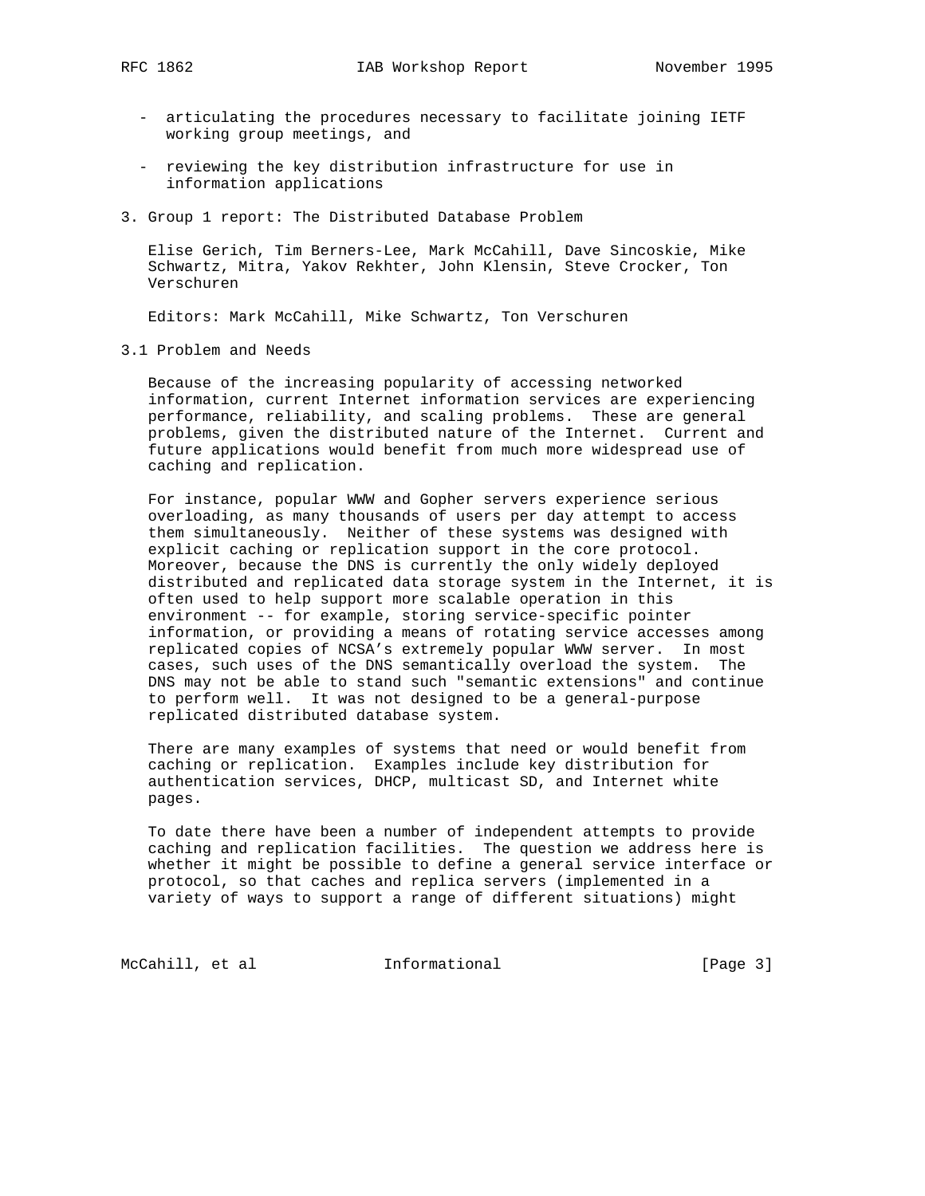- articulating the procedures necessary to facilitate joining IETF working group meetings, and
- reviewing the key distribution infrastructure for use in information applications

## 3. Group 1 report: The Distributed Database Problem

Elise Gerich, Tim Berners-Lee, Mark McCahill, Dave Sincoskie, Mike Schwartz, Mitra, Yakov Rekhter, John Klensin, Steve Crocker, Ton Verschuren

Editors: Mark McCahill, Mike Schwartz, Ton Verschuren

### 3.1 Problem and Needs

Because of the increasing popularity of accessing networked information, current Internet information services are experiencing performance, reliability, and scaling problems. These are general problems, given the distributed nature of the Internet. Current and future applications would benefit from much more widespread use of caching and replication.

For instance, popular WWW and Gopher servers experience serious overloading, as many thousands of users per day attempt to access them simultaneously. Neither of these systems was designed with explicit caching or replication support in the core protocol. Moreover, because the DNS is currently the only widely deployed distributed and replicated data storage system in the Internet, it is often used to help support more scalable operation in this environment -- for example, storing service-specific pointer information, or providing a means of rotating service accesses among replicated copies of NCSA's extremely popular WWW server. In most cases, such uses of the DNS semantically overload the system. The DNS may not be able to stand such "semantic extensions" and continue to perform well. It was not designed to be a general-purpose replicated distributed database system.

There are many examples of systems that need or would benefit from caching or replication. Examples include key distribution for authentication services, DHCP, multicast SD, and Internet white pages.

To date there have been a number of independent attempts to provide caching and replication facilities. The question we address here is whether it might be possible to define a general service interface or protocol, so that caches and replica servers (implemented in a variety of ways to support a range of different situations) might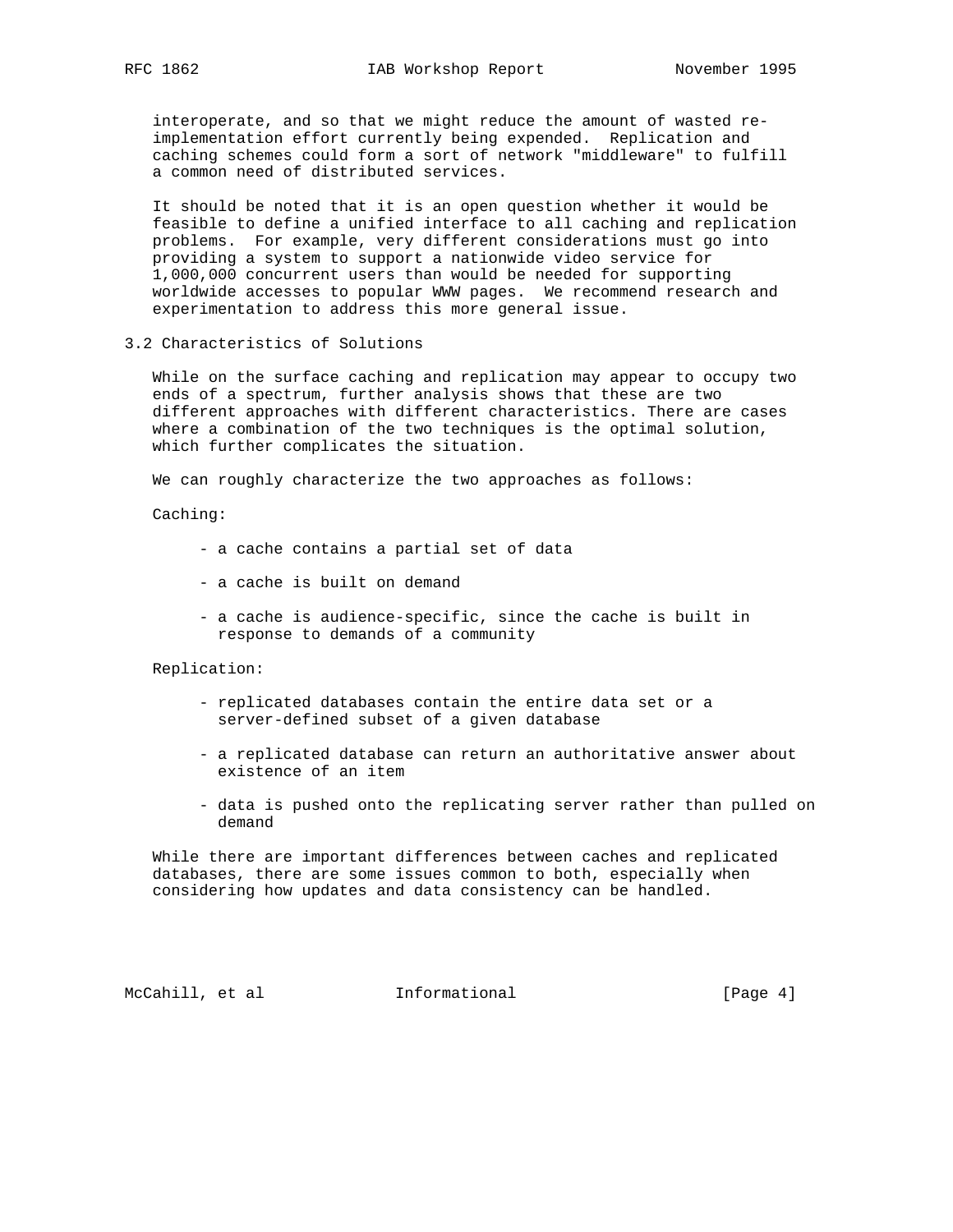interoperate, and so that we might reduce the amount of wasted re-implementation effort currently being expended. Replication and caching schemes could form a sort of network "middleware" to fulfill a common need of distributed services.

It should be noted that it is an open question whether it would be feasible to define a unified interface to all caching and replication problems. For example, very different considerations must go into providing a system to support a nationwide video service for 1,000,000 concurrent users than would be needed for supporting worldwide accesses to popular WWW pages. We recommend research and experimentation to address this more general issue.

## 3.2 Characteristics of Solutions

While on the surface caching and replication may appear to occupy two ends of a spectrum, further analysis shows that these are two different approaches with different characteristics. There are cases where a combination of the two techniques is the optimal solution, which further complicates the situation.

We can roughly characterize the two approaches as follows:

Caching:

- a cache contains a partial set of data
- a cache is built on demand
- a cache is audience-specific, since the cache is built in response to demands of a community

Replication:

- replicated databases contain the entire data set or a server-defined subset of a given database
- a replicated database can return an authoritative answer about existence of an item
- data is pushed onto the replicating server rather than pulled on demand

While there are important differences between caches and replicated databases, there are some issues common to both, especially when considering how updates and data consistency can be handled.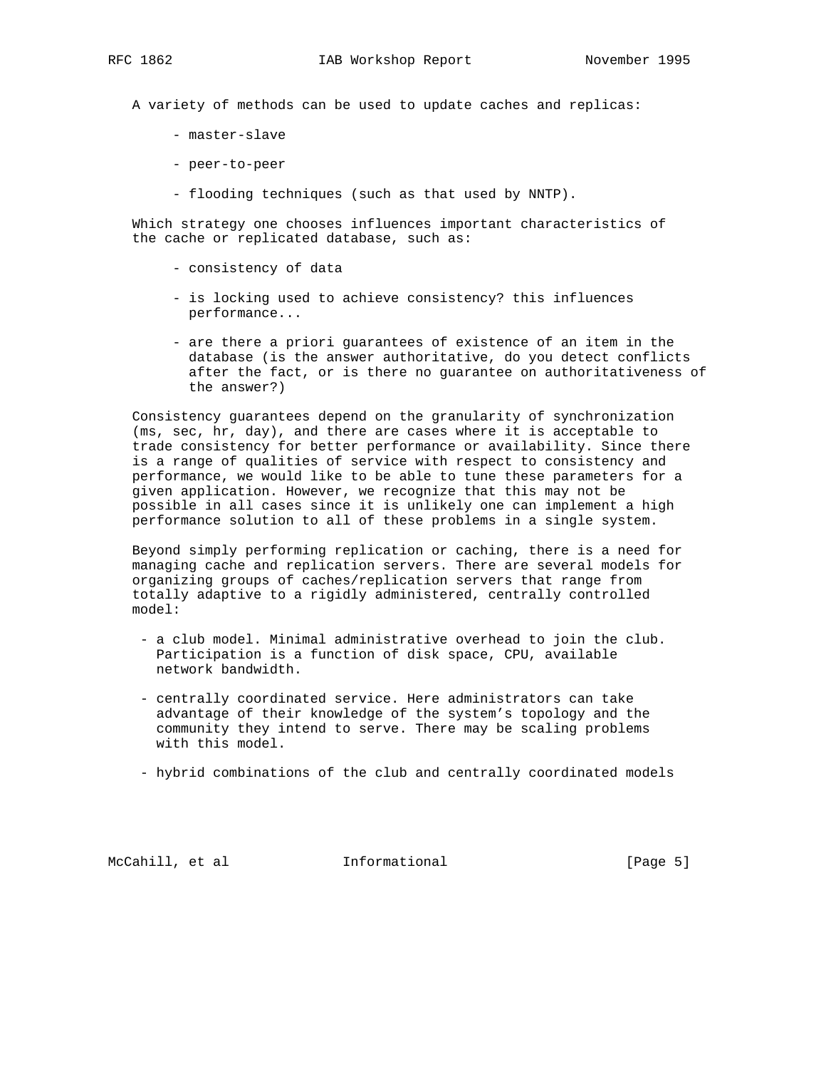A variety of methods can be used to update caches and replicas:

- master-slave
- peer-to-peer
- flooding techniques (such as that used by NNTP).

Which strategy one chooses influences important characteristics of the cache or replicated database, such as:

- consistency of data
- is locking used to achieve consistency? this influences performance...
- are there a priori guarantees of existence of an item in the database (is the answer authoritative, do you detect conflicts after the fact, or is there no guarantee on authoritativeness of the answer?)

Consistency guarantees depend on the granularity of synchronization (ms, sec, hr, day), and there are cases where it is acceptable to trade consistency for better performance or availability. Since there is a range of qualities of service with respect to consistency and performance, we would like to be able to tune these parameters for a given application. However, we recognize that this may not be possible in all cases since it is unlikely one can implement a high performance solution to all of these problems in a single system.

Beyond simply performing replication or caching, there is a need for managing cache and replication servers. There are several models for organizing groups of caches/replication servers that range from totally adaptive to a rigidly administered, centrally controlled model:

- a club model. Minimal administrative overhead to join the club. Participation is a function of disk space, CPU, available network bandwidth.
- centrally coordinated service. Here administrators can take advantage of their knowledge of the system's topology and the community they intend to serve. There may be scaling problems with this model.
- hybrid combinations of the club and centrally coordinated models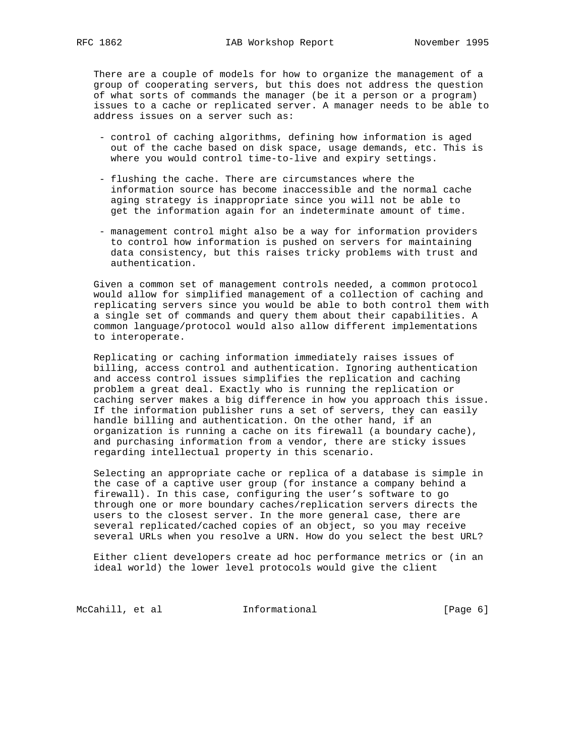There are a couple of models for how to organize the management of a group of cooperating servers, but this does not address the question of what sorts of commands the manager (be it a person or a program) issues to a cache or replicated server. A manager needs to be able to address issues on a server such as:

- control of caching algorithms, defining how information is aged out of the cache based on disk space, usage demands, etc. This is where you would control time-to-live and expiry settings.
- flushing the cache. There are circumstances where the information source has become inaccessible and the normal cache aging strategy is inappropriate since you will not be able to get the information again for an indeterminate amount of time.
- management control might also be a way for information providers to control how information is pushed on servers for maintaining data consistency, but this raises tricky problems with trust and authentication.

Given a common set of management controls needed, a common protocol would allow for simplified management of a collection of caching and replicating servers since you would be able to both control them with a single set of commands and query them about their capabilities. A common language/protocol would also allow different implementations to interoperate.

Replicating or caching information immediately raises issues of billing, access control and authentication. Ignoring authentication and access control issues simplifies the replication and caching problem a great deal. Exactly who is running the replication or caching server makes a big difference in how you approach this issue. If the information publisher runs a set of servers, they can easily handle billing and authentication. On the other hand, if an organization is running a cache on its firewall (a boundary cache), and purchasing information from a vendor, there are sticky issues regarding intellectual property in this scenario.

Selecting an appropriate cache or replica of a database is simple in the case of a captive user group (for instance a company behind a firewall). In this case, configuring the user's software to go through one or more boundary caches/replication servers directs the users to the closest server. In the more general case, there are several replicated/cached copies of an object, so you may receive several URLs when you resolve a URN. How do you select the best URL?

Either client developers create ad hoc performance metrics or (in an ideal world) the lower level protocols would give the client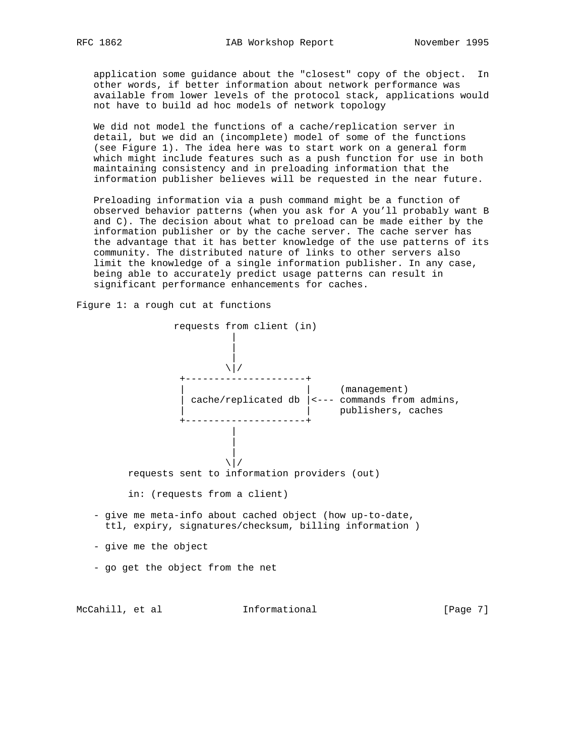application some guidance about the "closest" copy of the object. In other words, if better information about network performance was available from lower levels of the protocol stack, applications would not have to build ad hoc models of network topology

We did not model the functions of a cache/replication server in detail, but we did an (incomplete) model of some of the functions (see Figure 1). The idea here was to start work on a general form which might include features such as a push function for use in both maintaining consistency and in preloading information that the information publisher believes will be requested in the near future.

Preloading information via a push command might be a function of observed behavior patterns (when you ask for A you'll probably want B and C). The decision about what to preload can be made either by the information publisher or by the cache server. The cache server has the advantage that it has better knowledge of the use patterns of its community. The distributed nature of links to other servers also limit the knowledge of a single information publisher. In any case, being able to accurately predict usage patterns can result in significant performance enhancements for caches.

Figure 1: a rough cut at functions

```
                requests from client (in)
                           |
                           |
                           |
                          \|/
                 +---------------------+
                 |                     |     (management)
                 | cache/replicated db |<--- commands from admins,
                 |                     |     publishers, caches
                 +---------------------+
                           |
                           |
                           |
                          \|/
        requests sent to information providers (out)
```

in: (requests from a client)

- give me meta-info about cached object (how up-to-date, ttl, expiry, signatures/checksum, billing information )

- give me the object

- go get the object from the net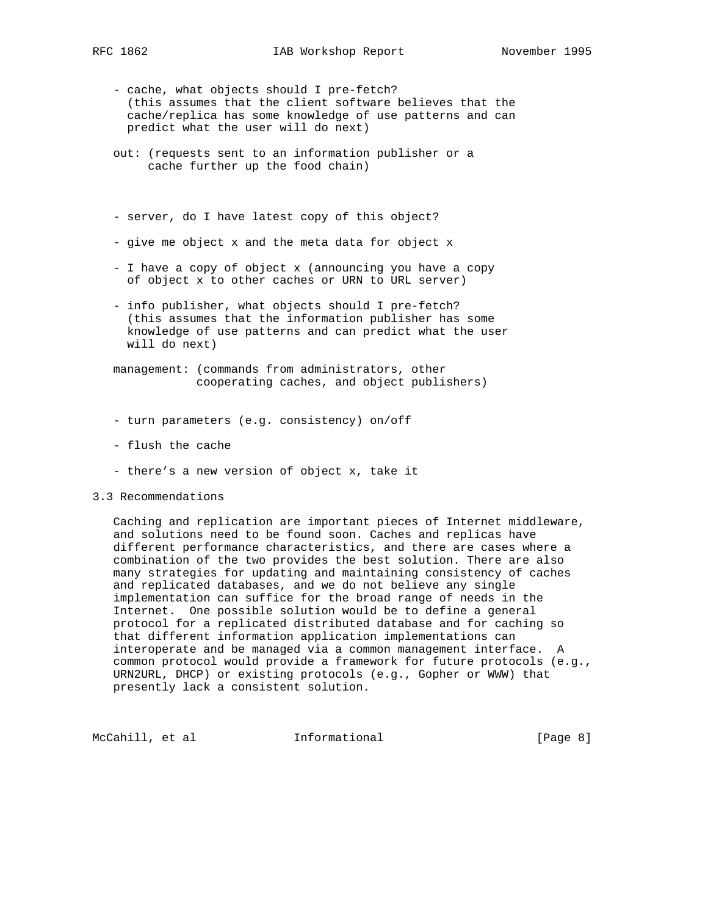- cache, what objects should I pre-fetch? (this assumes that the client software believes that the cache/replica has some knowledge of use patterns and can predict what the user will do next)

out: (requests sent to an information publisher or a cache further up the food chain)

- server, do I have latest copy of this object?

- give me object x and the meta data for object x

- I have a copy of object x (announcing you have a copy of object x to other caches or URN to URL server)

- info publisher, what objects should I pre-fetch? (this assumes that the information publisher has some knowledge of use patterns and can predict what the user will do next)

management: (commands from administrators, other cooperating caches, and object publishers)

- turn parameters (e.g. consistency) on/off

- flush the cache

- there’s a new version of object x, take it

## 3.3 Recommendations

Caching and replication are important pieces of Internet middleware, and solutions need to be found soon. Caches and replicas have different performance characteristics, and there are cases where a combination of the two provides the best solution. There are also many strategies for updating and maintaining consistency of caches and replicated databases, and we do not believe any single implementation can suffice for the broad range of needs in the Internet. One possible solution would be to define a general protocol for a replicated distributed database and for caching so that different information application implementations can interoperate and be managed via a common management interface. A common protocol would provide a framework for future protocols (e.g., URN2URL, DHCP) or existing protocols (e.g., Gopher or WWW) that presently lack a consistent solution.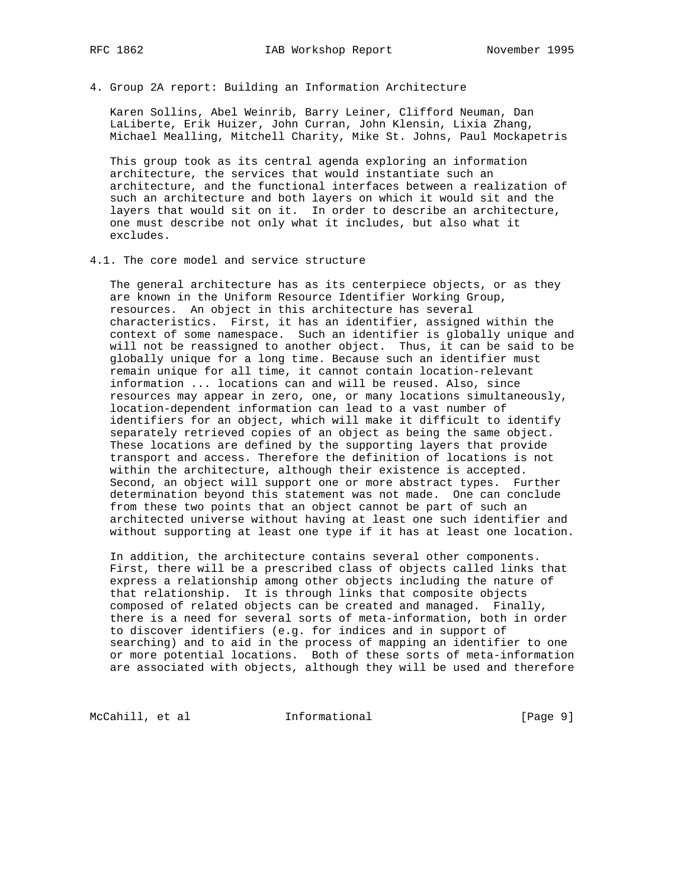## 4. Group 2A report: Building an Information Architecture

Karen Sollins, Abel Weinrib, Barry Leiner, Clifford Neuman, Dan LaLiberte, Erik Huizer, John Curran, John Klensin, Lixia Zhang, Michael Mealling, Mitchell Charity, Mike St. Johns, Paul Mockapetris

This group took as its central agenda exploring an information architecture, the services that would instantiate such an architecture, and the functional interfaces between a realization of such an architecture and both layers on which it would sit and the layers that would sit on it. In order to describe an architecture, one must describe not only what it includes, but also what it excludes.

### 4.1. The core model and service structure

The general architecture has as its centerpiece objects, or as they are known in the Uniform Resource Identifier Working Group, resources. An object in this architecture has several characteristics. First, it has an identifier, assigned within the context of some namespace. Such an identifier is globally unique and will not be reassigned to another object. Thus, it can be said to be globally unique for a long time. Because such an identifier must remain unique for all time, it cannot contain location-relevant information ... locations can and will be reused. Also, since resources may appear in zero, one, or many locations simultaneously, location-dependent information can lead to a vast number of identifiers for an object, which will make it difficult to identify separately retrieved copies of an object as being the same object. These locations are defined by the supporting layers that provide transport and access. Therefore the definition of locations is not within the architecture, although their existence is accepted. Second, an object will support one or more abstract types. Further determination beyond this statement was not made. One can conclude from these two points that an object cannot be part of such an architected universe without having at least one such identifier and without supporting at least one type if it has at least one location.

In addition, the architecture contains several other components. First, there will be a prescribed class of objects called links that express a relationship among other objects including the nature of that relationship. It is through links that composite objects composed of related objects can be created and managed. Finally, there is a need for several sorts of meta-information, both in order to discover identifiers (e.g. for indices and in support of searching) and to aid in the process of mapping an identifier to one or more potential locations. Both of these sorts of meta-information are associated with objects, although they will be used and therefore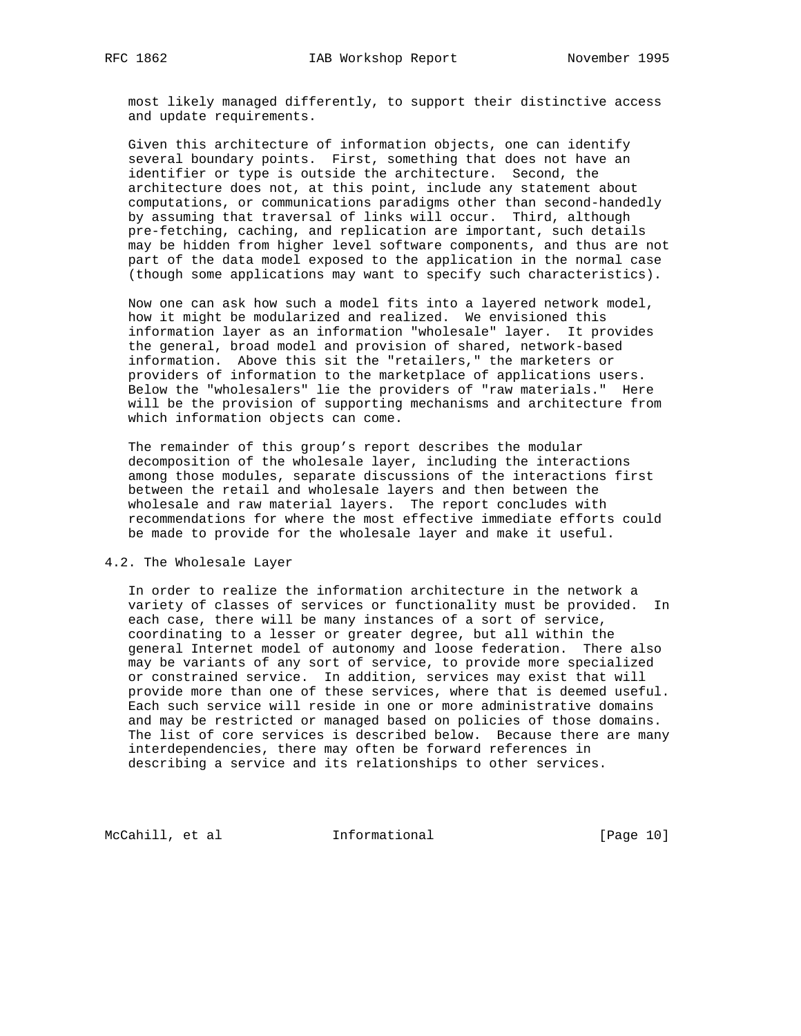most likely managed differently, to support their distinctive access and update requirements.

Given this architecture of information objects, one can identify several boundary points. First, something that does not have an identifier or type is outside the architecture. Second, the architecture does not, at this point, include any statement about computations, or communications paradigms other than second-handedly by assuming that traversal of links will occur. Third, although pre-fetching, caching, and replication are important, such details may be hidden from higher level software components, and thus are not part of the data model exposed to the application in the normal case (though some applications may want to specify such characteristics).

Now one can ask how such a model fits into a layered network model, how it might be modularized and realized. We envisioned this information layer as an information "wholesale" layer. It provides the general, broad model and provision of shared, network-based information. Above this sit the "retailers," the marketers or providers of information to the marketplace of applications users. Below the "wholesalers" lie the providers of "raw materials." Here will be the provision of supporting mechanisms and architecture from which information objects can come.

The remainder of this group's report describes the modular decomposition of the wholesale layer, including the interactions among those modules, separate discussions of the interactions first between the retail and wholesale layers and then between the wholesale and raw material layers. The report concludes with recommendations for where the most effective immediate efforts could be made to provide for the wholesale layer and make it useful.

## 4.2. The Wholesale Layer

In order to realize the information architecture in the network a variety of classes of services or functionality must be provided. In each case, there will be many instances of a sort of service, coordinating to a lesser or greater degree, but all within the general Internet model of autonomy and loose federation. There also may be variants of any sort of service, to provide more specialized or constrained service. In addition, services may exist that will provide more than one of these services, where that is deemed useful. Each such service will reside in one or more administrative domains and may be restricted or managed based on policies of those domains. The list of core services is described below. Because there are many interdependencies, there may often be forward references in describing a service and its relationships to other services.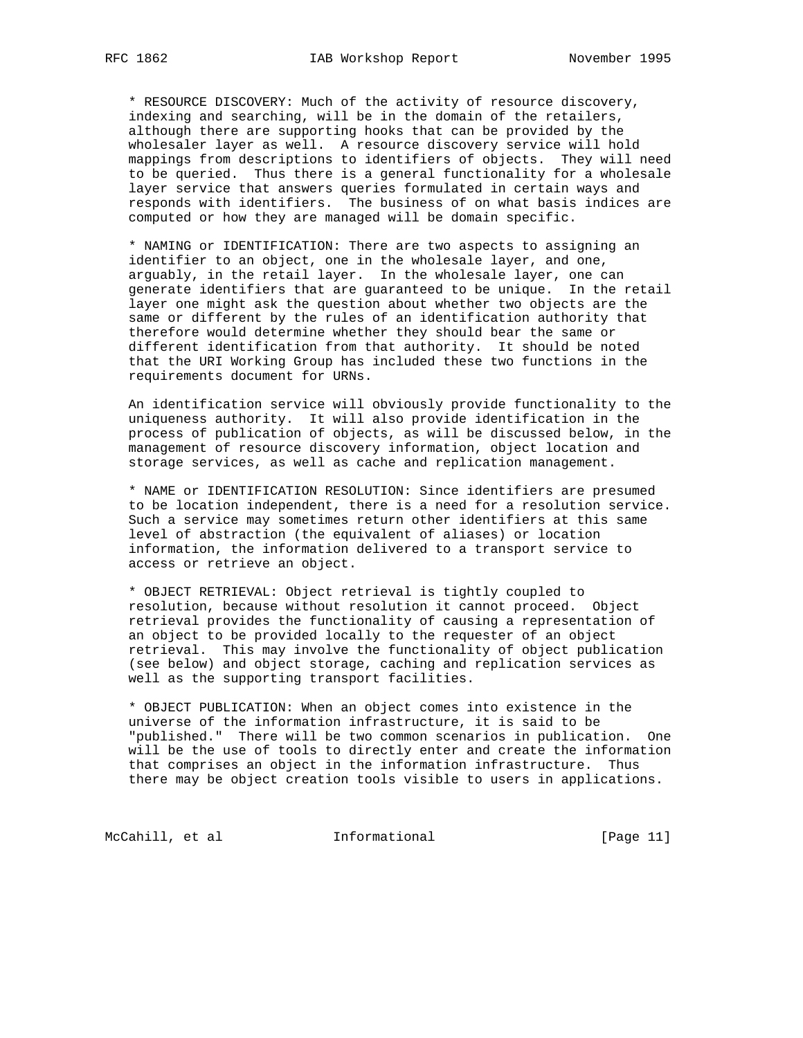* RESOURCE DISCOVERY: Much of the activity of resource discovery, indexing and searching, will be in the domain of the retailers, although there are supporting hooks that can be provided by the wholesaler layer as well. A resource discovery service will hold mappings from descriptions to identifiers of objects. They will need to be queried. Thus there is a general functionality for a wholesale layer service that answers queries formulated in certain ways and responds with identifiers. The business of on what basis indices are computed or how they are managed will be domain specific.

* NAMING or IDENTIFICATION: There are two aspects to assigning an identifier to an object, one in the wholesale layer, and one, arguably, in the retail layer. In the wholesale layer, one can generate identifiers that are guaranteed to be unique. In the retail layer one might ask the question about whether two objects are the same or different by the rules of an identification authority that therefore would determine whether they should bear the same or different identification from that authority. It should be noted that the URI Working Group has included these two functions in the requirements document for URNs.

  An identification service will obviously provide functionality to the uniqueness authority. It will also provide identification in the process of publication of objects, as will be discussed below, in the management of resource discovery information, object location and storage services, as well as cache and replication management.

* NAME or IDENTIFICATION RESOLUTION: Since identifiers are presumed to be location independent, there is a need for a resolution service. Such a service may sometimes return other identifiers at this same level of abstraction (the equivalent of aliases) or location information, the information delivered to a transport service to access or retrieve an object.

* OBJECT RETRIEVAL: Object retrieval is tightly coupled to resolution, because without resolution it cannot proceed. Object retrieval provides the functionality of causing a representation of an object to be provided locally to the requester of an object retrieval. This may involve the functionality of object publication (see below) and object storage, caching and replication services as well as the supporting transport facilities.

* OBJECT PUBLICATION: When an object comes into existence in the universe of the information infrastructure, it is said to be "published." There will be two common scenarios in publication. One will be the use of tools to directly enter and create the information that comprises an object in the information infrastructure. Thus there may be object creation tools visible to users in applications.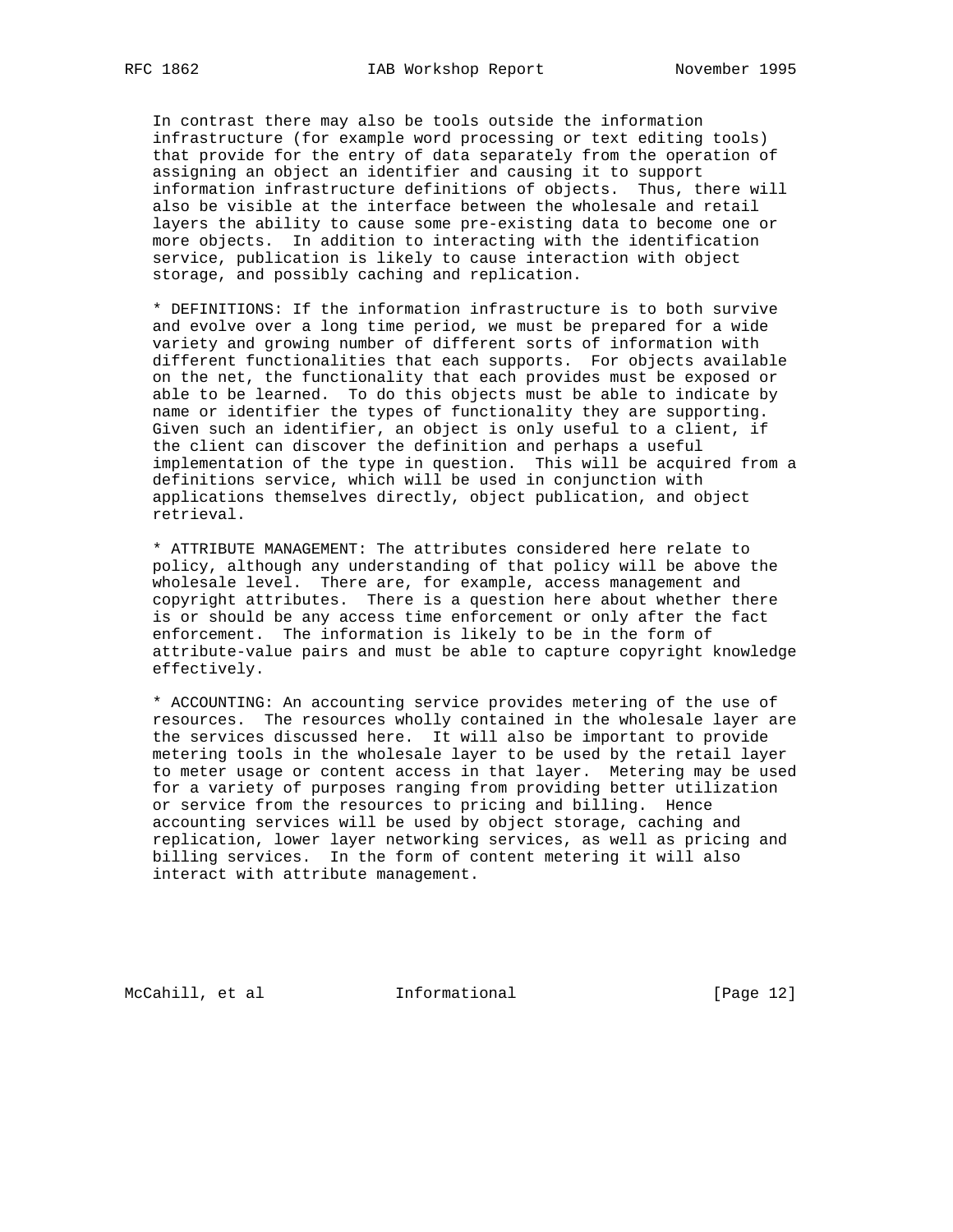In contrast there may also be tools outside the information infrastructure (for example word processing or text editing tools) that provide for the entry of data separately from the operation of assigning an object an identifier and causing it to support information infrastructure definitions of objects. Thus, there will also be visible at the interface between the wholesale and retail layers the ability to cause some pre-existing data to become one or more objects. In addition to interacting with the identification service, publication is likely to cause interaction with object storage, and possibly caching and replication.

* DEFINITIONS: If the information infrastructure is to both survive and evolve over a long time period, we must be prepared for a wide variety and growing number of different sorts of information with different functionalities that each supports. For objects available on the net, the functionality that each provides must be exposed or able to be learned. To do this objects must be able to indicate by name or identifier the types of functionality they are supporting. Given such an identifier, an object is only useful to a client, if the client can discover the definition and perhaps a useful implementation of the type in question. This will be acquired from a definitions service, which will be used in conjunction with applications themselves directly, object publication, and object retrieval.

* ATTRIBUTE MANAGEMENT: The attributes considered here relate to policy, although any understanding of that policy will be above the wholesale level. There are, for example, access management and copyright attributes. There is a question here about whether there is or should be any access time enforcement or only after the fact enforcement. The information is likely to be in the form of attribute-value pairs and must be able to capture copyright knowledge effectively.

* ACCOUNTING: An accounting service provides metering of the use of resources. The resources wholly contained in the wholesale layer are the services discussed here. It will also be important to provide metering tools in the wholesale layer to be used by the retail layer to meter usage or content access in that layer. Metering may be used for a variety of purposes ranging from providing better utilization or service from the resources to pricing and billing. Hence accounting services will be used by object storage, caching and replication, lower layer networking services, as well as pricing and billing services. In the form of content metering it will also interact with attribute management.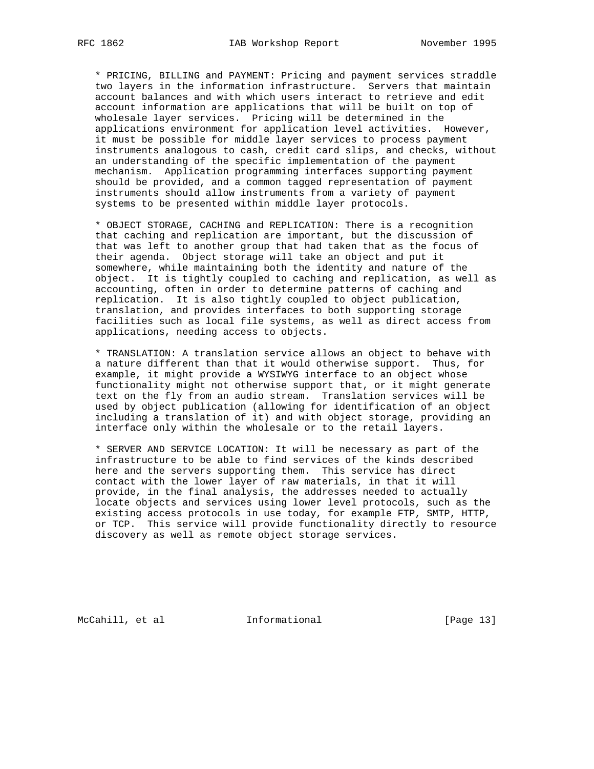* PRICING, BILLING and PAYMENT: Pricing and payment services straddle two layers in the information infrastructure. Servers that maintain account balances and with which users interact to retrieve and edit account information are applications that will be built on top of wholesale layer services. Pricing will be determined in the applications environment for application level activities. However, it must be possible for middle layer services to process payment instruments analogous to cash, credit card slips, and checks, without an understanding of the specific implementation of the payment mechanism. Application programming interfaces supporting payment should be provided, and a common tagged representation of payment instruments should allow instruments from a variety of payment systems to be presented within middle layer protocols.

* OBJECT STORAGE, CACHING and REPLICATION: There is a recognition that caching and replication are important, but the discussion of that was left to another group that had taken that as the focus of their agenda. Object storage will take an object and put it somewhere, while maintaining both the identity and nature of the object. It is tightly coupled to caching and replication, as well as accounting, often in order to determine patterns of caching and replication. It is also tightly coupled to object publication, translation, and provides interfaces to both supporting storage facilities such as local file systems, as well as direct access from applications, needing access to objects.

* TRANSLATION: A translation service allows an object to behave with a nature different than that it would otherwise support. Thus, for example, it might provide a WYSIWYG interface to an object whose functionality might not otherwise support that, or it might generate text on the fly from an audio stream. Translation services will be used by object publication (allowing for identification of an object including a translation of it) and with object storage, providing an interface only within the wholesale or to the retail layers.

* SERVER AND SERVICE LOCATION: It will be necessary as part of the infrastructure to be able to find services of the kinds described here and the servers supporting them. This service has direct contact with the lower layer of raw materials, in that it will provide, in the final analysis, the addresses needed to actually locate objects and services using lower level protocols, such as the existing access protocols in use today, for example FTP, SMTP, HTTP, or TCP. This service will provide functionality directly to resource discovery as well as remote object storage services.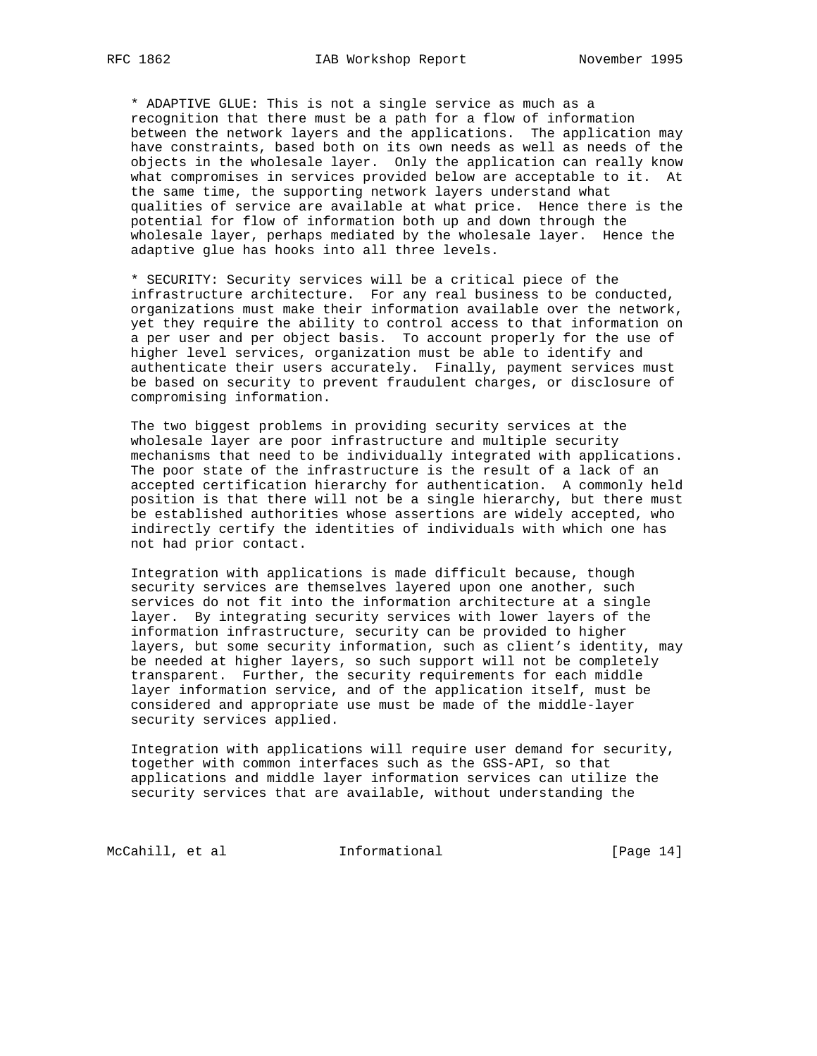* ADAPTIVE GLUE: This is not a single service as much as a recognition that there must be a path for a flow of information between the network layers and the applications. The application may have constraints, based both on its own needs as well as needs of the objects in the wholesale layer. Only the application can really know what compromises in services provided below are acceptable to it. At the same time, the supporting network layers understand what qualities of service are available at what price. Hence there is the potential for flow of information both up and down through the wholesale layer, perhaps mediated by the wholesale layer. Hence the adaptive glue has hooks into all three levels.

* SECURITY: Security services will be a critical piece of the infrastructure architecture. For any real business to be conducted, organizations must make their information available over the network, yet they require the ability to control access to that information on a per user and per object basis. To account properly for the use of higher level services, organization must be able to identify and authenticate their users accurately. Finally, payment services must be based on security to prevent fraudulent charges, or disclosure of compromising information.

The two biggest problems in providing security services at the wholesale layer are poor infrastructure and multiple security mechanisms that need to be individually integrated with applications. The poor state of the infrastructure is the result of a lack of an accepted certification hierarchy for authentication. A commonly held position is that there will not be a single hierarchy, but there must be established authorities whose assertions are widely accepted, who indirectly certify the identities of individuals with which one has not had prior contact.

Integration with applications is made difficult because, though security services are themselves layered upon one another, such services do not fit into the information architecture at a single layer. By integrating security services with lower layers of the information infrastructure, security can be provided to higher layers, but some security information, such as client's identity, may be needed at higher layers, so such support will not be completely transparent. Further, the security requirements for each middle layer information service, and of the application itself, must be considered and appropriate use must be made of the middle-layer security services applied.

Integration with applications will require user demand for security, together with common interfaces such as the GSS-API, so that applications and middle layer information services can utilize the security services that are available, without understanding the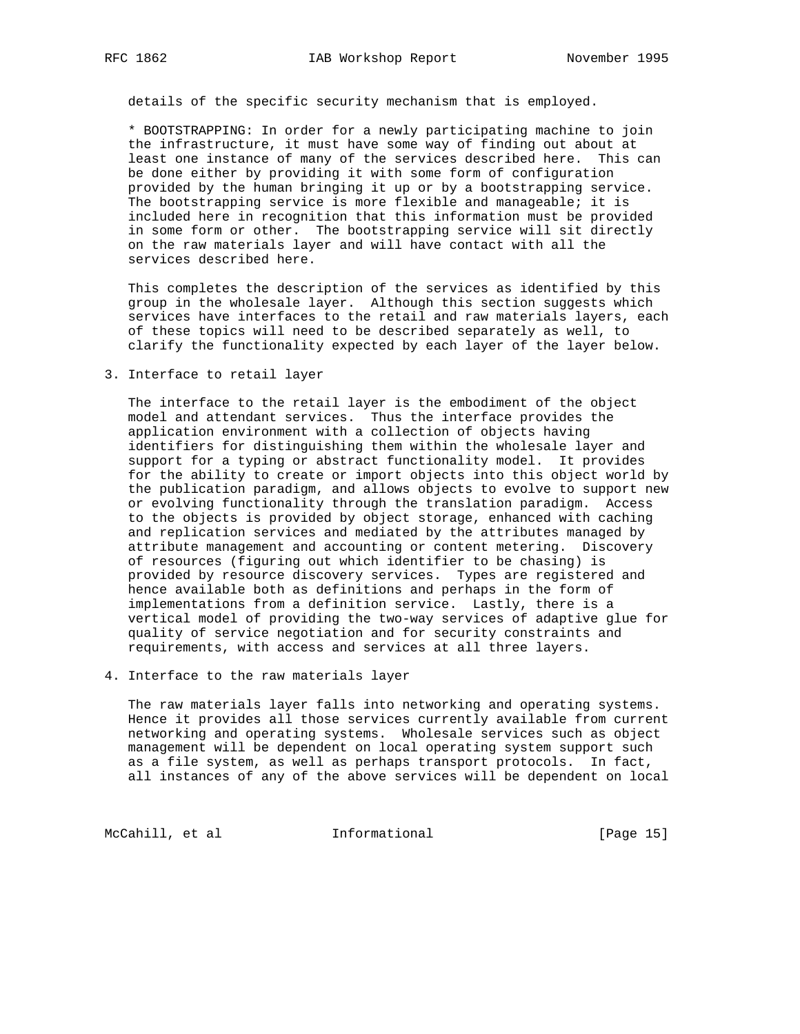details of the specific security mechanism that is employed.

* BOOTSTRAPPING: In order for a newly participating machine to join the infrastructure, it must have some way of finding out about at least one instance of many of the services described here. This can be done either by providing it with some form of configuration provided by the human bringing it up or by a bootstrapping service. The bootstrapping service is more flexible and manageable; it is included here in recognition that this information must be provided in some form or other. The bootstrapping service will sit directly on the raw materials layer and will have contact with all the services described here.

This completes the description of the services as identified by this group in the wholesale layer. Although this section suggests which services have interfaces to the retail and raw materials layers, each of these topics will need to be described separately as well, to clarify the functionality expected by each layer of the layer below.

## 3. Interface to retail layer

The interface to the retail layer is the embodiment of the object model and attendant services. Thus the interface provides the application environment with a collection of objects having identifiers for distinguishing them within the wholesale layer and support for a typing or abstract functionality model. It provides for the ability to create or import objects into this object world by the publication paradigm, and allows objects to evolve to support new or evolving functionality through the translation paradigm. Access to the objects is provided by object storage, enhanced with caching and replication services and mediated by the attributes managed by attribute management and accounting or content metering. Discovery of resources (figuring out which identifier to be chasing) is provided by resource discovery services. Types are registered and hence available both as definitions and perhaps in the form of implementations from a definition service. Lastly, there is a vertical model of providing the two-way services of adaptive glue for quality of service negotiation and for security constraints and requirements, with access and services at all three layers.

## 4. Interface to the raw materials layer

The raw materials layer falls into networking and operating systems. Hence it provides all those services currently available from current networking and operating systems. Wholesale services such as object management will be dependent on local operating system support such as a file system, as well as perhaps transport protocols. In fact, all instances of any of the above services will be dependent on local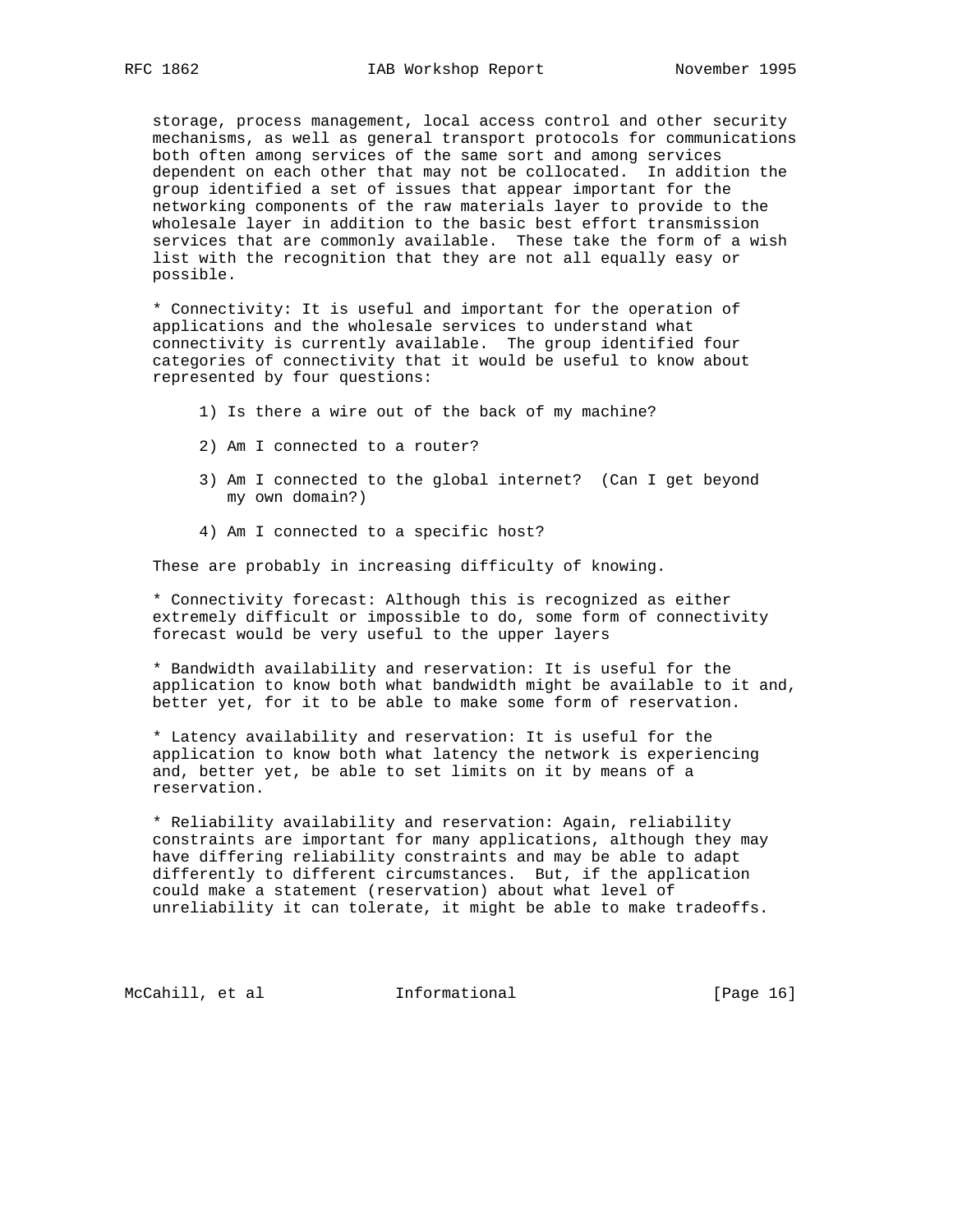storage, process management, local access control and other security mechanisms, as well as general transport protocols for communications both often among services of the same sort and among services dependent on each other that may not be collocated. In addition the group identified a set of issues that appear important for the networking components of the raw materials layer to provide to the wholesale layer in addition to the basic best effort transmission services that are commonly available. These take the form of a wish list with the recognition that they are not all equally easy or possible.

* Connectivity: It is useful and important for the operation of applications and the wholesale services to understand what connectivity is currently available. The group identified four categories of connectivity that it would be useful to know about represented by four questions:

1) Is there a wire out of the back of my machine?

2) Am I connected to a router?

3) Am I connected to the global internet? (Can I get beyond my own domain?)

4) Am I connected to a specific host?

These are probably in increasing difficulty of knowing.

* Connectivity forecast: Although this is recognized as either extremely difficult or impossible to do, some form of connectivity forecast would be very useful to the upper layers

* Bandwidth availability and reservation: It is useful for the application to know both what bandwidth might be available to it and, better yet, for it to be able to make some form of reservation.

* Latency availability and reservation: It is useful for the application to know both what latency the network is experiencing and, better yet, be able to set limits on it by means of a reservation.

* Reliability availability and reservation: Again, reliability constraints are important for many applications, although they may have differing reliability constraints and may be able to adapt differently to different circumstances. But, if the application could make a statement (reservation) about what level of unreliability it can tolerate, it might be able to make tradeoffs.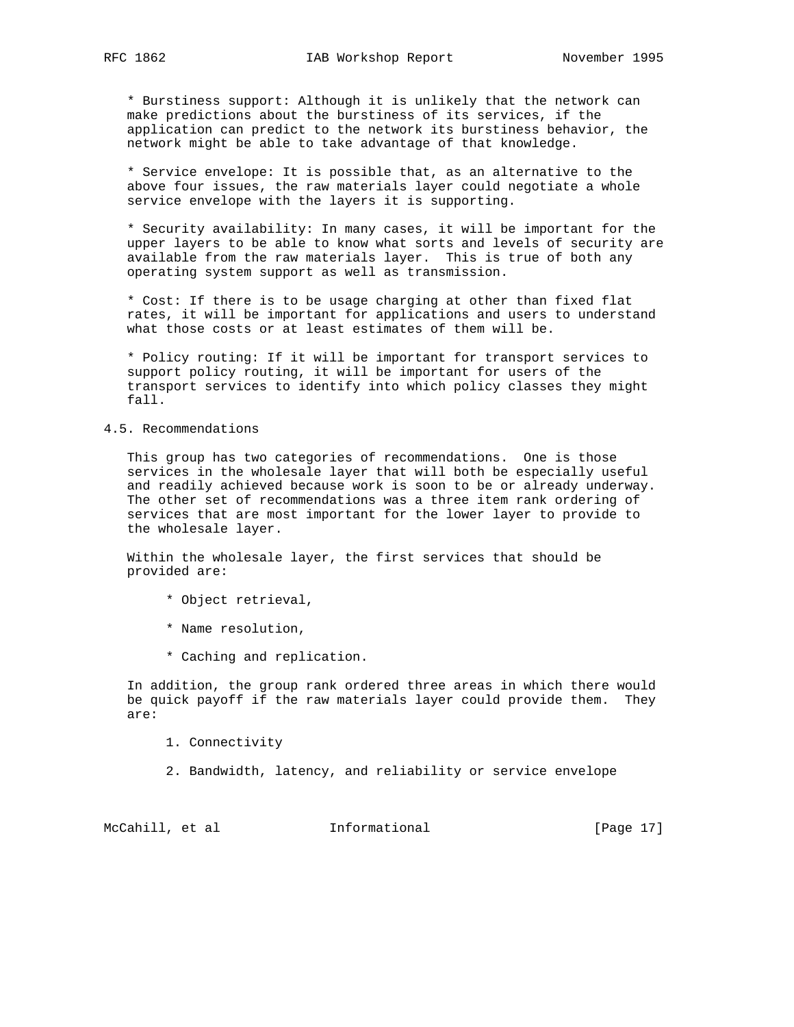* Burstiness support: Although it is unlikely that the network can make predictions about the burstiness of its services, if the application can predict to the network its burstiness behavior, the network might be able to take advantage of that knowledge.

* Service envelope: It is possible that, as an alternative to the above four issues, the raw materials layer could negotiate a whole service envelope with the layers it is supporting.

* Security availability: In many cases, it will be important for the upper layers to be able to know what sorts and levels of security are available from the raw materials layer. This is true of both any operating system support as well as transmission.

* Cost: If there is to be usage charging at other than fixed flat rates, it will be important for applications and users to understand what those costs or at least estimates of them will be.

* Policy routing: If it will be important for transport services to support policy routing, it will be important for users of the transport services to identify into which policy classes they might fall.

## 4.5. Recommendations

This group has two categories of recommendations. One is those services in the wholesale layer that will both be especially useful and readily achieved because work is soon to be or already underway. The other set of recommendations was a three item rank ordering of services that are most important for the lower layer to provide to the wholesale layer.

Within the wholesale layer, the first services that should be provided are:

* Object retrieval,
* Name resolution,
* Caching and replication.

In addition, the group rank ordered three areas in which there would be quick payoff if the raw materials layer could provide them. They are:

1. Connectivity
2. Bandwidth, latency, and reliability or service envelope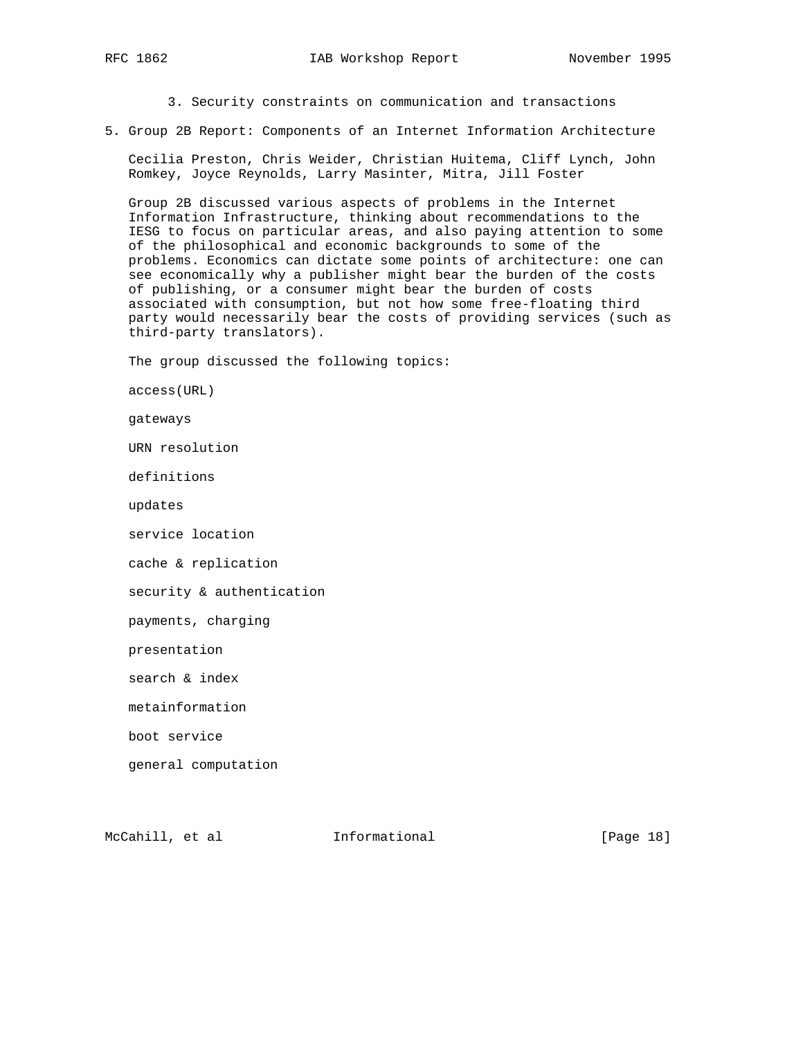3. Security constraints on communication and transactions

## 5. Group 2B Report: Components of an Internet Information Architecture

Cecilia Preston, Chris Weider, Christian Huitema, Cliff Lynch, John Romkey, Joyce Reynolds, Larry Masinter, Mitra, Jill Foster

Group 2B discussed various aspects of problems in the Internet Information Infrastructure, thinking about recommendations to the IESG to focus on particular areas, and also paying attention to some of the philosophical and economic backgrounds to some of the problems. Economics can dictate some points of architecture: one can see economically why a publisher might bear the burden of the costs of publishing, or a consumer might bear the burden of costs associated with consumption, but not how some free-floating third party would necessarily bear the costs of providing services (such as third-party translators).

The group discussed the following topics:

access(URL)

gateways

URN resolution

definitions

updates

service location

cache & replication

security & authentication

payments, charging

presentation

search & index

metainformation

boot service

general computation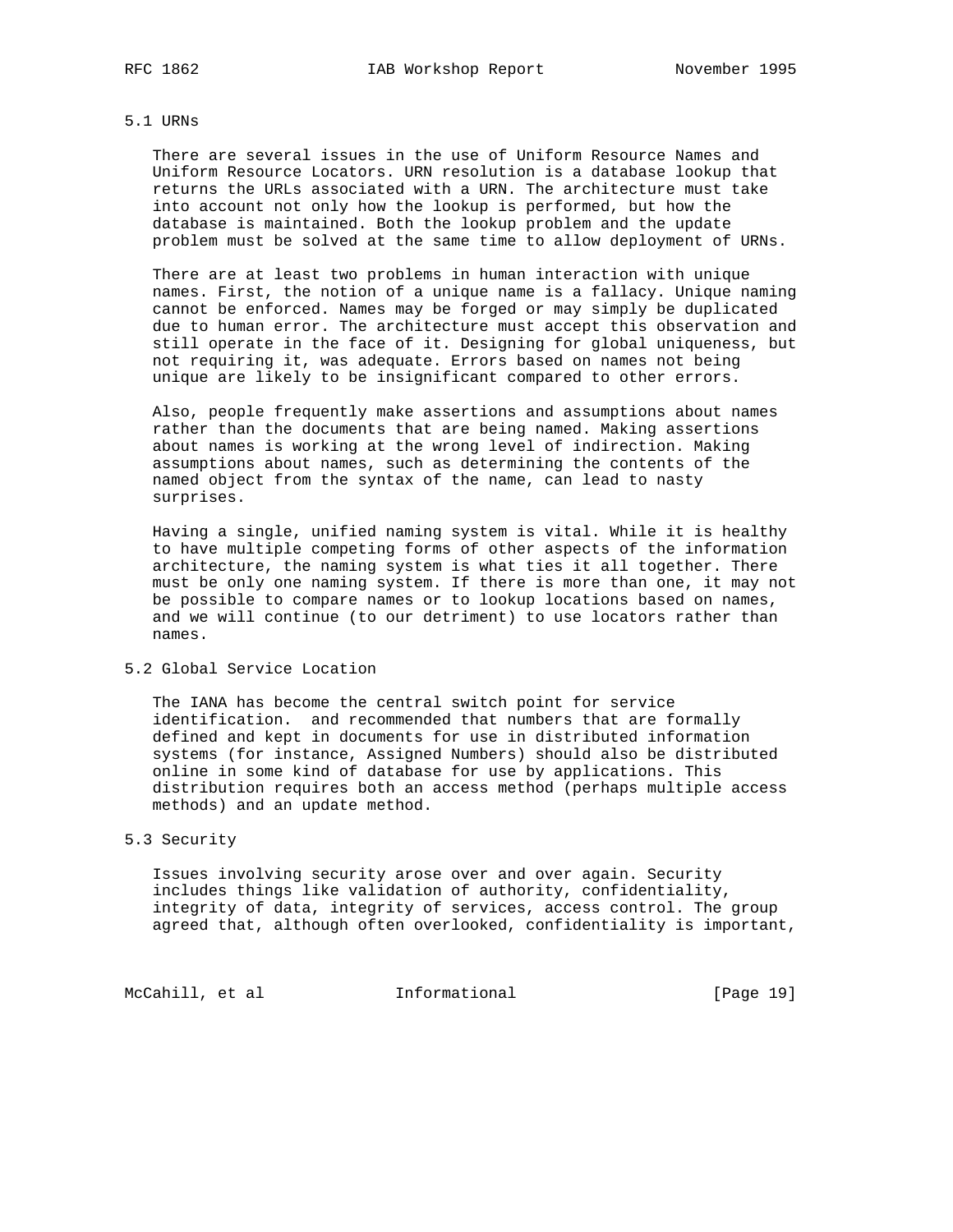### 5.1 URNs

There are several issues in the use of Uniform Resource Names and Uniform Resource Locators. URN resolution is a database lookup that returns the URLs associated with a URN. The architecture must take into account not only how the lookup is performed, but how the database is maintained. Both the lookup problem and the update problem must be solved at the same time to allow deployment of URNs.

There are at least two problems in human interaction with unique names. First, the notion of a unique name is a fallacy. Unique naming cannot be enforced. Names may be forged or may simply be duplicated due to human error. The architecture must accept this observation and still operate in the face of it. Designing for global uniqueness, but not requiring it, was adequate. Errors based on names not being unique are likely to be insignificant compared to other errors.

Also, people frequently make assertions and assumptions about names rather than the documents that are being named. Making assertions about names is working at the wrong level of indirection. Making assumptions about names, such as determining the contents of the named object from the syntax of the name, can lead to nasty surprises.

Having a single, unified naming system is vital. While it is healthy to have multiple competing forms of other aspects of the information architecture, the naming system is what ties it all together. There must be only one naming system. If there is more than one, it may not be possible to compare names or to lookup locations based on names, and we will continue (to our detriment) to use locators rather than names.

### 5.2 Global Service Location

The IANA has become the central switch point for service identification.  and recommended that numbers that are formally defined and kept in documents for use in distributed information systems (for instance, Assigned Numbers) should also be distributed online in some kind of database for use by applications. This distribution requires both an access method (perhaps multiple access methods) and an update method.

### 5.3 Security

Issues involving security arose over and over again. Security includes things like validation of authority, confidentiality, integrity of data, integrity of services, access control. The group agreed that, although often overlooked, confidentiality is important,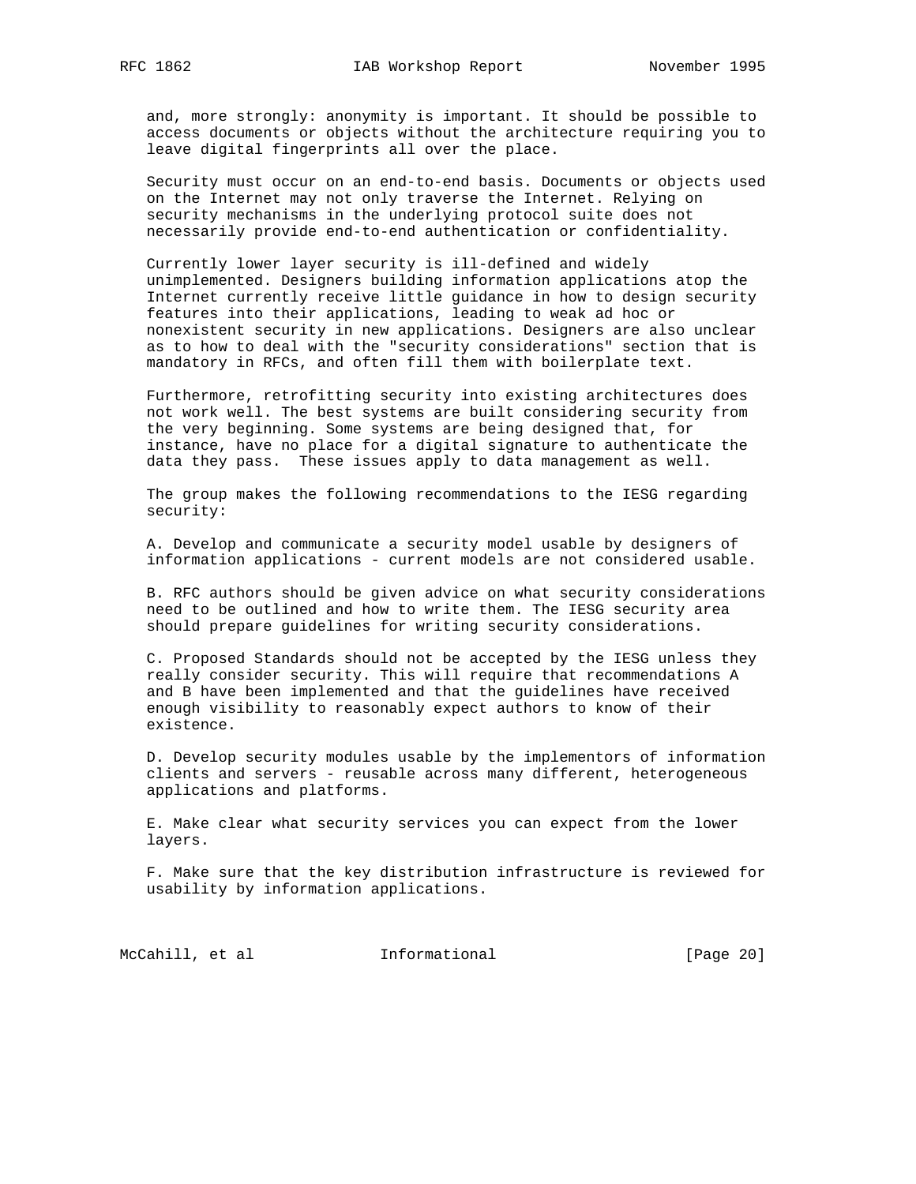and, more strongly: anonymity is important. It should be possible to access documents or objects without the architecture requiring you to leave digital fingerprints all over the place.

Security must occur on an end-to-end basis. Documents or objects used on the Internet may not only traverse the Internet. Relying on security mechanisms in the underlying protocol suite does not necessarily provide end-to-end authentication or confidentiality.

Currently lower layer security is ill-defined and widely unimplemented. Designers building information applications atop the Internet currently receive little guidance in how to design security features into their applications, leading to weak ad hoc or nonexistent security in new applications. Designers are also unclear as to how to deal with the "security considerations" section that is mandatory in RFCs, and often fill them with boilerplate text.

Furthermore, retrofitting security into existing architectures does not work well. The best systems are built considering security from the very beginning. Some systems are being designed that, for instance, have no place for a digital signature to authenticate the data they pass. These issues apply to data management as well.

The group makes the following recommendations to the IESG regarding security:

A. Develop and communicate a security model usable by designers of information applications - current models are not considered usable.

B. RFC authors should be given advice on what security considerations need to be outlined and how to write them. The IESG security area should prepare guidelines for writing security considerations.

C. Proposed Standards should not be accepted by the IESG unless they really consider security. This will require that recommendations A and B have been implemented and that the guidelines have received enough visibility to reasonably expect authors to know of their existence.

D. Develop security modules usable by the implementors of information clients and servers - reusable across many different, heterogeneous applications and platforms.

E. Make clear what security services you can expect from the lower layers.

F. Make sure that the key distribution infrastructure is reviewed for usability by information applications.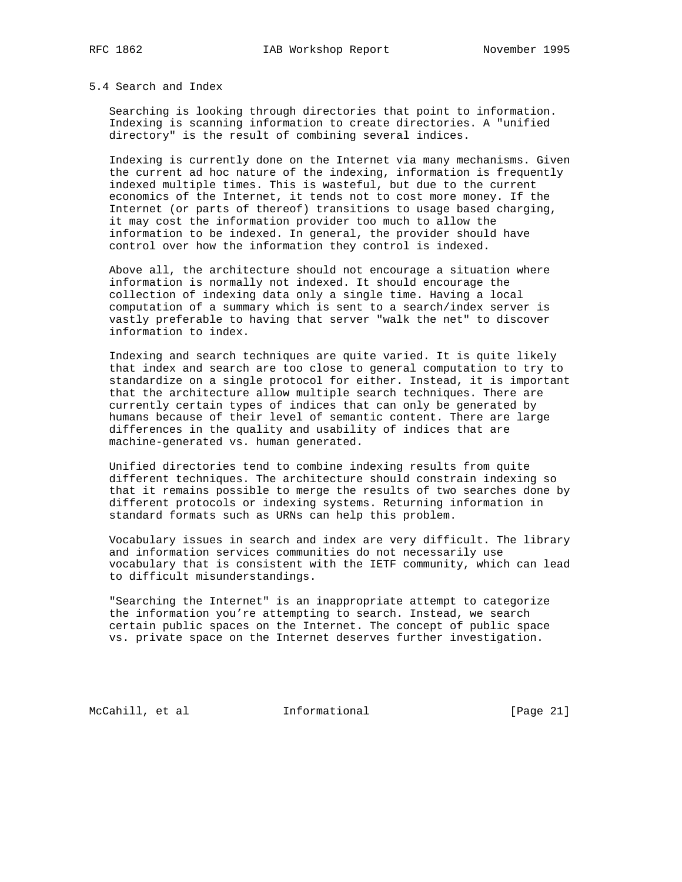### 5.4 Search and Index

Searching is looking through directories that point to information. Indexing is scanning information to create directories. A "unified directory" is the result of combining several indices.

Indexing is currently done on the Internet via many mechanisms. Given the current ad hoc nature of the indexing, information is frequently indexed multiple times. This is wasteful, but due to the current economics of the Internet, it tends not to cost more money. If the Internet (or parts of thereof) transitions to usage based charging, it may cost the information provider too much to allow the information to be indexed. In general, the provider should have control over how the information they control is indexed.

Above all, the architecture should not encourage a situation where information is normally not indexed. It should encourage the collection of indexing data only a single time. Having a local computation of a summary which is sent to a search/index server is vastly preferable to having that server "walk the net" to discover information to index.

Indexing and search techniques are quite varied. It is quite likely that index and search are too close to general computation to try to standardize on a single protocol for either. Instead, it is important that the architecture allow multiple search techniques. There are currently certain types of indices that can only be generated by humans because of their level of semantic content. There are large differences in the quality and usability of indices that are machine-generated vs. human generated.

Unified directories tend to combine indexing results from quite different techniques. The architecture should constrain indexing so that it remains possible to merge the results of two searches done by different protocols or indexing systems. Returning information in standard formats such as URNs can help this problem.

Vocabulary issues in search and index are very difficult. The library and information services communities do not necessarily use vocabulary that is consistent with the IETF community, which can lead to difficult misunderstandings.

"Searching the Internet" is an inappropriate attempt to categorize the information you're attempting to search. Instead, we search certain public spaces on the Internet. The concept of public space vs. private space on the Internet deserves further investigation.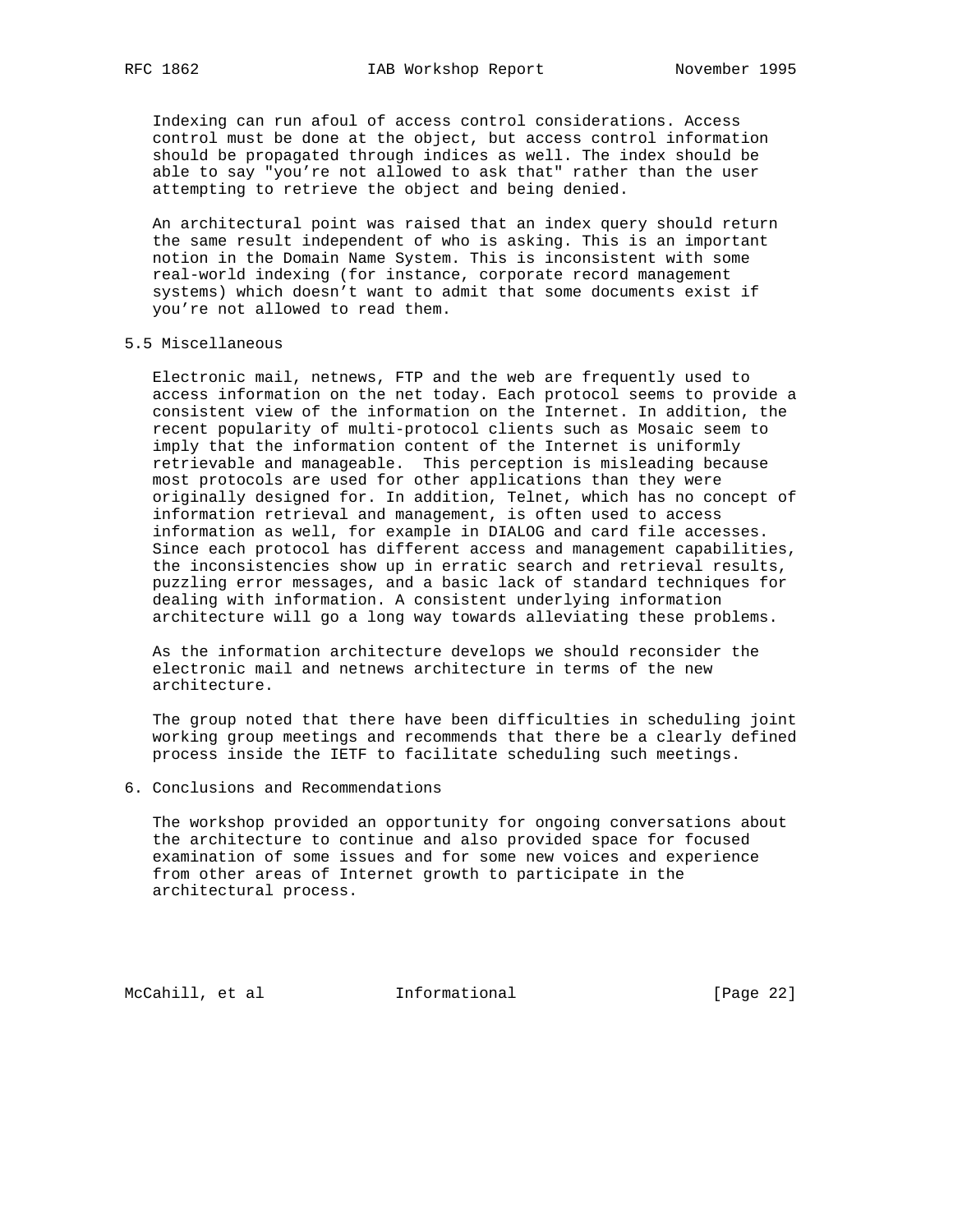Indexing can run afoul of access control considerations. Access control must be done at the object, but access control information should be propagated through indices as well. The index should be able to say "you're not allowed to ask that" rather than the user attempting to retrieve the object and being denied.

An architectural point was raised that an index query should return the same result independent of who is asking. This is an important notion in the Domain Name System. This is inconsistent with some real-world indexing (for instance, corporate record management systems) which doesn't want to admit that some documents exist if you're not allowed to read them.

## 5.5 Miscellaneous

Electronic mail, netnews, FTP and the web are frequently used to access information on the net today. Each protocol seems to provide a consistent view of the information on the Internet. In addition, the recent popularity of multi-protocol clients such as Mosaic seem to imply that the information content of the Internet is uniformly retrievable and manageable. This perception is misleading because most protocols are used for other applications than they were originally designed for. In addition, Telnet, which has no concept of information retrieval and management, is often used to access information as well, for example in DIALOG and card file accesses. Since each protocol has different access and management capabilities, the inconsistencies show up in erratic search and retrieval results, puzzling error messages, and a basic lack of standard techniques for dealing with information. A consistent underlying information architecture will go a long way towards alleviating these problems.

As the information architecture develops we should reconsider the electronic mail and netnews architecture in terms of the new architecture.

The group noted that there have been difficulties in scheduling joint working group meetings and recommends that there be a clearly defined process inside the IETF to facilitate scheduling such meetings.

# 6. Conclusions and Recommendations

The workshop provided an opportunity for ongoing conversations about the architecture to continue and also provided space for focused examination of some issues and for some new voices and experience from other areas of Internet growth to participate in the architectural process.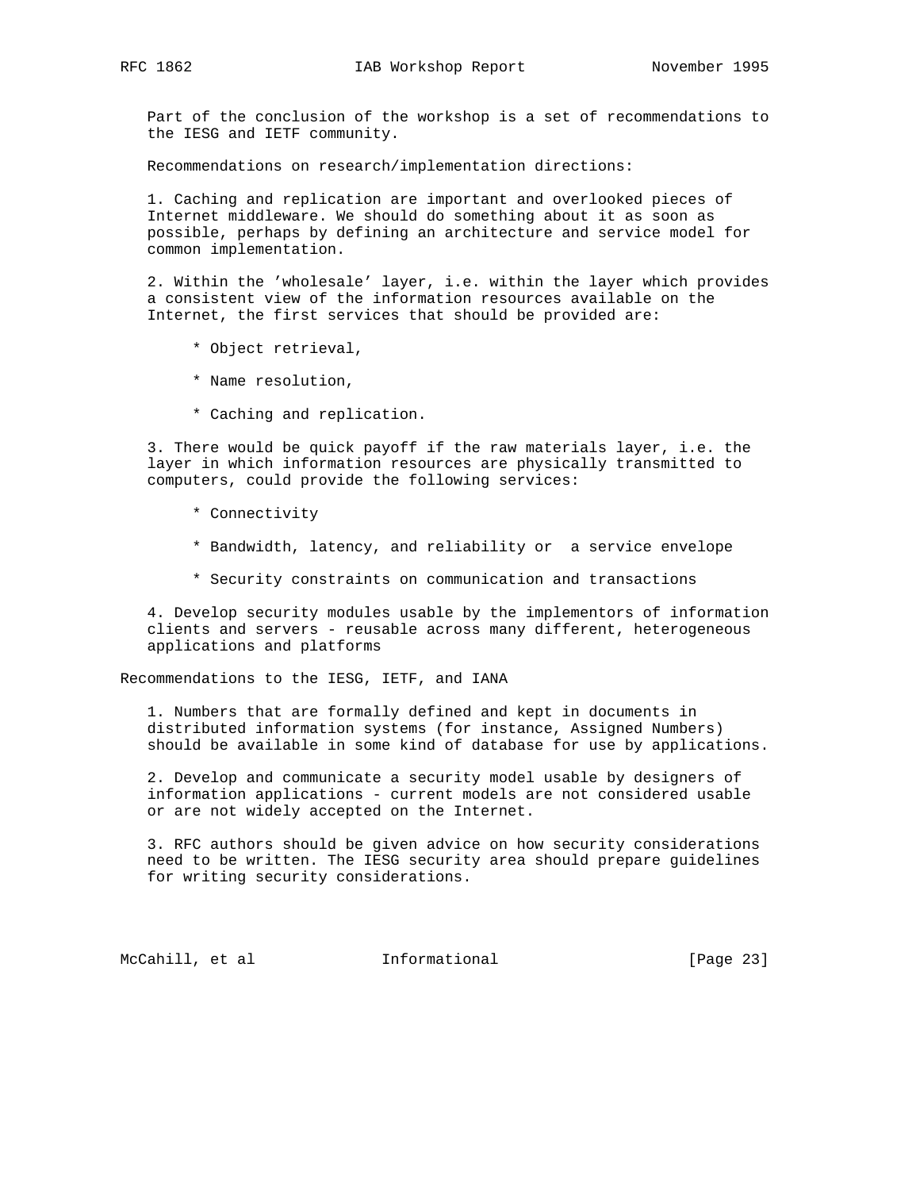Part of the conclusion of the workshop is a set of recommendations to the IESG and IETF community.

Recommendations on research/implementation directions:

1. Caching and replication are important and overlooked pieces of Internet middleware. We should do something about it as soon as possible, perhaps by defining an architecture and service model for common implementation.

2. Within the 'wholesale' layer, i.e. within the layer which provides a consistent view of the information resources available on the Internet, the first services that should be provided are:

   * Object retrieval,

   * Name resolution,

   * Caching and replication.

3. There would be quick payoff if the raw materials layer, i.e. the layer in which information resources are physically transmitted to computers, could provide the following services:

   * Connectivity

   * Bandwidth, latency, and reliability or  a service envelope

   * Security constraints on communication and transactions

4. Develop security modules usable by the implementors of information clients and servers - reusable across many different, heterogeneous applications and platforms

Recommendations to the IESG, IETF, and IANA

1. Numbers that are formally defined and kept in documents in distributed information systems (for instance, Assigned Numbers) should be available in some kind of database for use by applications.

2. Develop and communicate a security model usable by designers of information applications - current models are not considered usable or are not widely accepted on the Internet.

3. RFC authors should be given advice on how security considerations need to be written. The IESG security area should prepare guidelines for writing security considerations.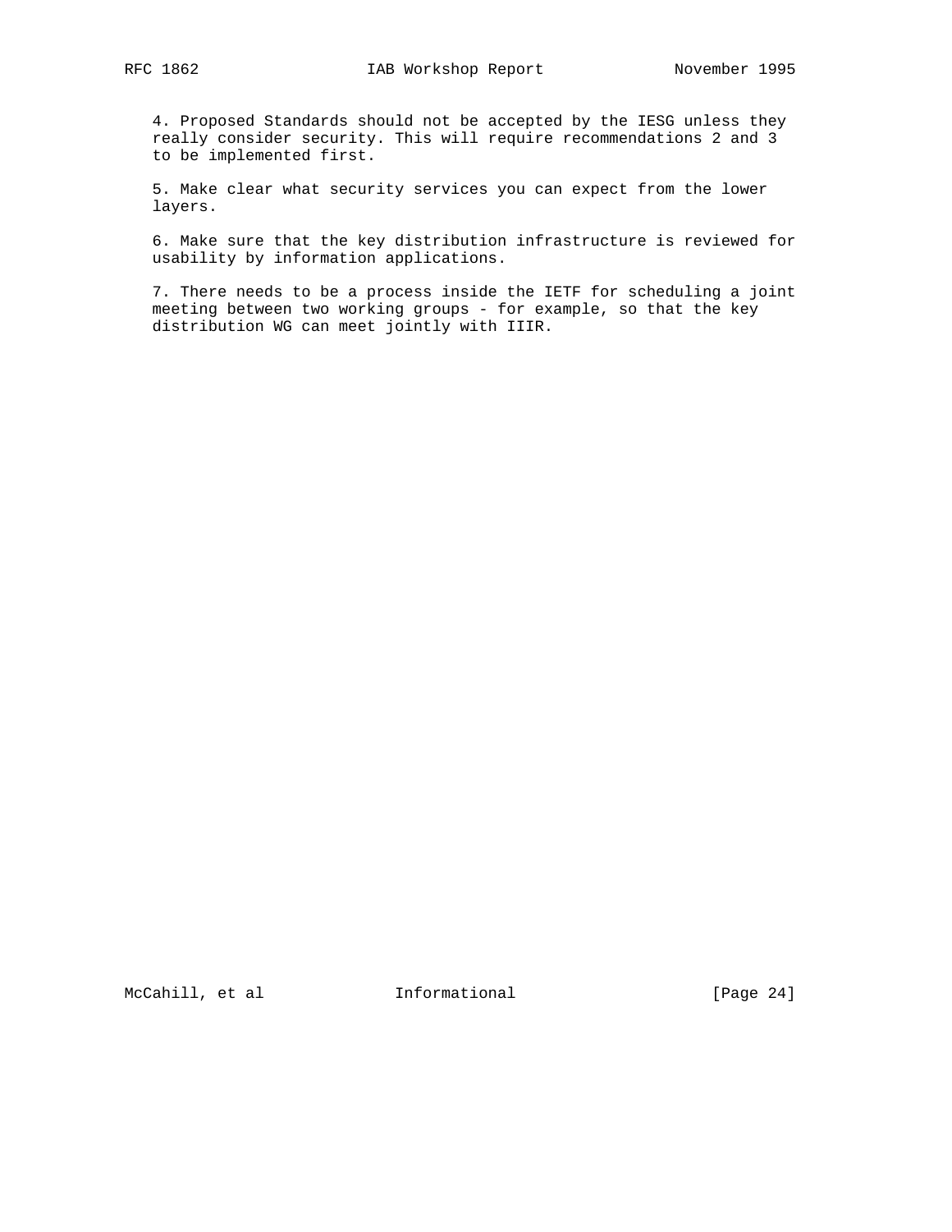4. Proposed Standards should not be accepted by the IESG unless they really consider security. This will require recommendations 2 and 3 to be implemented first.

5. Make clear what security services you can expect from the lower layers.

6. Make sure that the key distribution infrastructure is reviewed for usability by information applications.

7. There needs to be a process inside the IETF for scheduling a joint meeting between two working groups - for example, so that the key distribution WG can meet jointly with IIIR.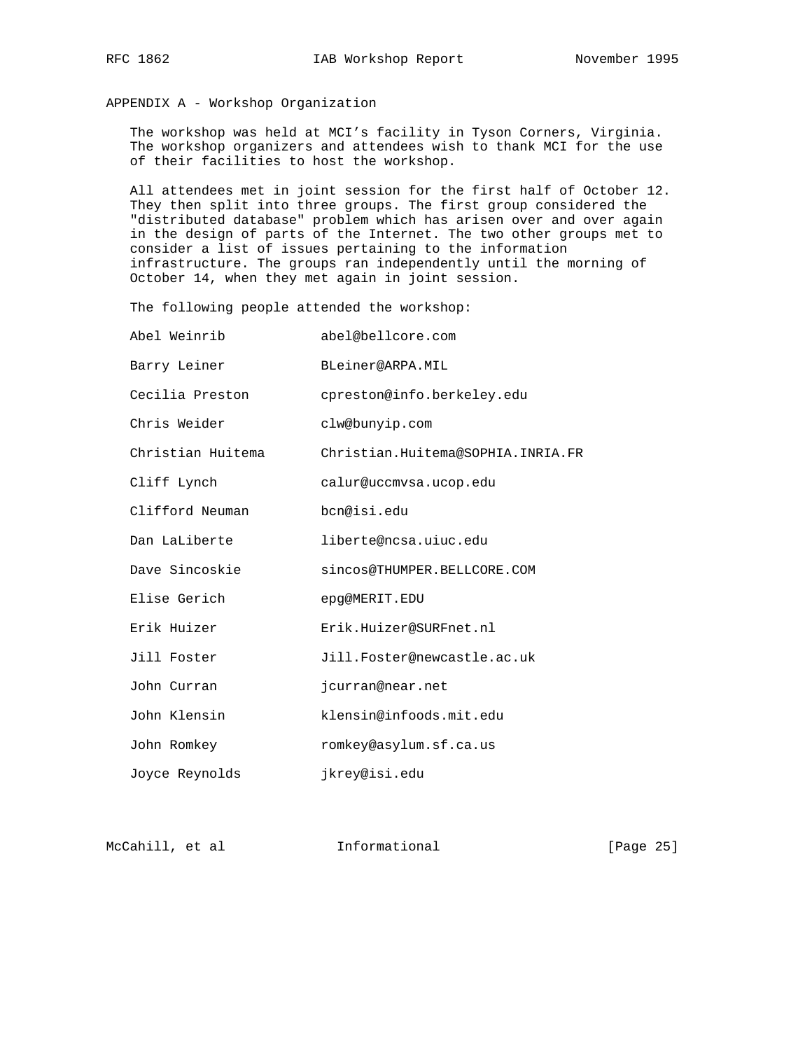## APPENDIX A - Workshop Organization

The workshop was held at MCI's facility in Tyson Corners, Virginia. The workshop organizers and attendees wish to thank MCI for the use of their facilities to host the workshop.

All attendees met in joint session for the first half of October 12. They then split into three groups. The first group considered the "distributed database" problem which has arisen over and over again in the design of parts of the Internet. The two other groups met to consider a list of issues pertaining to the information infrastructure. The groups ran independently until the morning of October 14, when they met again in joint session.

The following people attended the workshop:

```
Abel Weinrib            abel@bellcore.com

Barry Leiner            BLeiner@ARPA.MIL

Cecilia Preston         cpreston@info.berkeley.edu

Chris Weider            clw@bunyip.com

Christian Huitema       Christian.Huitema@SOPHIA.INRIA.FR

Cliff Lynch             calur@uccmvsa.ucop.edu

Clifford Neuman         bcn@isi.edu

Dan LaLiberte           liberte@ncsa.uiuc.edu

Dave Sincoskie          sincos@THUMPER.BELLCORE.COM

Elise Gerich            epg@MERIT.EDU

Erik Huizer             Erik.Huizer@SURFnet.nl

Jill Foster             Jill.Foster@newcastle.ac.uk

John Curran             jcurran@near.net

John Klensin            klensin@infoods.mit.edu

John Romkey             romkey@asylum.sf.ca.us

Joyce Reynolds          jkrey@isi.edu
```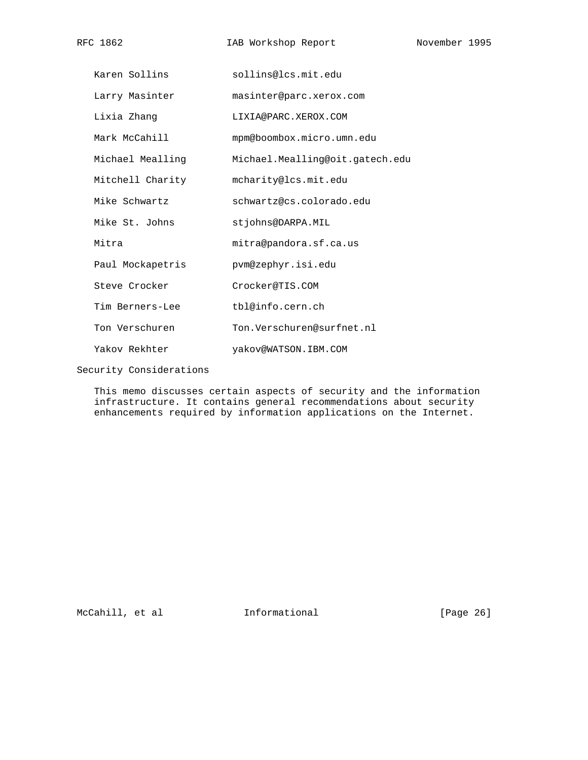| | |
|---|---|
| Karen Sollins | sollins@lcs.mit.edu |
| Larry Masinter | masinter@parc.xerox.com |
| Lixia Zhang | LIXIA@PARC.XEROX.COM |
| Mark McCahill | mpm@boombox.micro.umn.edu |
| Michael Mealling | Michael.Mealling@oit.gatech.edu |
| Mitchell Charity | mcharity@lcs.mit.edu |
| Mike Schwartz | schwartz@cs.colorado.edu |
| Mike St. Johns | stjohns@DARPA.MIL |
| Mitra | mitra@pandora.sf.ca.us |
| Paul Mockapetris | pvm@zephyr.isi.edu |
| Steve Crocker | Crocker@TIS.COM |
| Tim Berners-Lee | tbl@info.cern.ch |
| Ton Verschuren | Ton.Verschuren@surfnet.nl |
| Yakov Rekhter | yakov@WATSON.IBM.COM |

## Security Considerations

This memo discusses certain aspects of security and the information infrastructure. It contains general recommendations about security enhancements required by information applications on the Internet.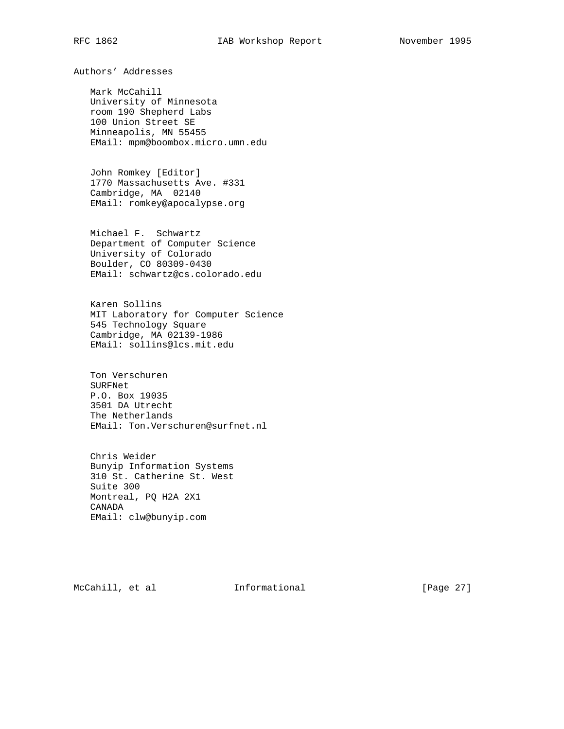## Authors' Addresses

Mark McCahill
University of Minnesota
room 190 Shepherd Labs
100 Union Street SE
Minneapolis, MN 55455
EMail: mpm@boombox.micro.umn.edu

John Romkey [Editor]
1770 Massachusetts Ave. #331
Cambridge, MA 02140
EMail: romkey@apocalypse.org

Michael F. Schwartz
Department of Computer Science
University of Colorado
Boulder, CO 80309-0430
EMail: schwartz@cs.colorado.edu

Karen Sollins
MIT Laboratory for Computer Science
545 Technology Square
Cambridge, MA 02139-1986
EMail: sollins@lcs.mit.edu

Ton Verschuren
SURFNet
P.O. Box 19035
3501 DA Utrecht
The Netherlands
EMail: Ton.Verschuren@surfnet.nl

Chris Weider
Bunyip Information Systems
310 St. Catherine St. West
Suite 300
Montreal, PQ H2A 2X1
CANADA
EMail: clw@bunyip.com